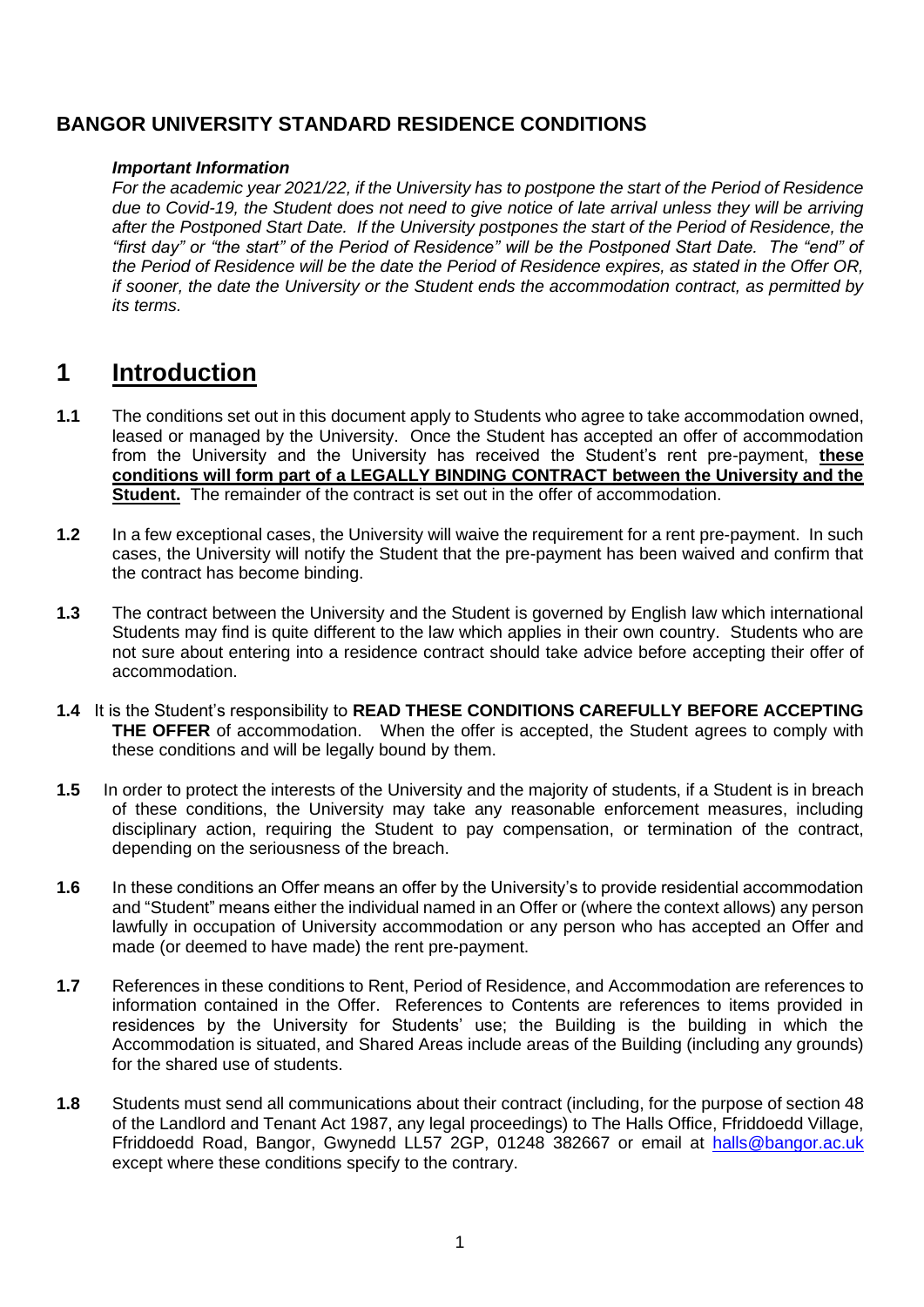## BANGOR UNIVERSITY STANDARD RESIDENCE CONDITIONS

***Important Information***

*For the academic year 2021/22, if the University has to postpone the start of the Period of Residence due to Covid-19, the Student does not need to give notice of late arrival unless they will be arriving after the Postponed Start Date. If the University postpones the start of the Period of Residence, the "first day" or "the start" of the Period of Residence" will be the Postponed Start Date. The "end" of the Period of Residence will be the date the Period of Residence expires, as stated in the Offer OR, if sooner, the date the University or the Student ends the accommodation contract, as permitted by its terms.*

# 1 Introduction

**1.1** The conditions set out in this document apply to Students who agree to take accommodation owned, leased or managed by the University. Once the Student has accepted an offer of accommodation from the University and the University has received the Student's rent pre-payment, **these conditions will form part of a LEGALLY BINDING CONTRACT between the University and the Student.** The remainder of the contract is set out in the offer of accommodation.

**1.2** In a few exceptional cases, the University will waive the requirement for a rent pre-payment. In such cases, the University will notify the Student that the pre-payment has been waived and confirm that the contract has become binding.

**1.3** The contract between the University and the Student is governed by English law which international Students may find is quite different to the law which applies in their own country. Students who are not sure about entering into a residence contract should take advice before accepting their offer of accommodation.

**1.4** It is the Student's responsibility to **READ THESE CONDITIONS CAREFULLY BEFORE ACCEPTING THE OFFER** of accommodation. When the offer is accepted, the Student agrees to comply with these conditions and will be legally bound by them.

**1.5** In order to protect the interests of the University and the majority of students, if a Student is in breach of these conditions, the University may take any reasonable enforcement measures, including disciplinary action, requiring the Student to pay compensation, or termination of the contract, depending on the seriousness of the breach.

**1.6** In these conditions an Offer means an offer by the University's to provide residential accommodation and "Student" means either the individual named in an Offer or (where the context allows) any person lawfully in occupation of University accommodation or any person who has accepted an Offer and made (or deemed to have made) the rent pre-payment.

**1.7** References in these conditions to Rent, Period of Residence, and Accommodation are references to information contained in the Offer. References to Contents are references to items provided in residences by the University for Students' use; the Building is the building in which the Accommodation is situated, and Shared Areas include areas of the Building (including any grounds) for the shared use of students.

**1.8** Students must send all communications about their contract (including, for the purpose of section 48 of the Landlord and Tenant Act 1987, any legal proceedings) to The Halls Office, Ffriddoedd Village, Ffriddoedd Road, Bangor, Gwynedd LL57 2GP, 01248 382667 or email at halls@bangor.ac.uk except where these conditions specify to the contrary.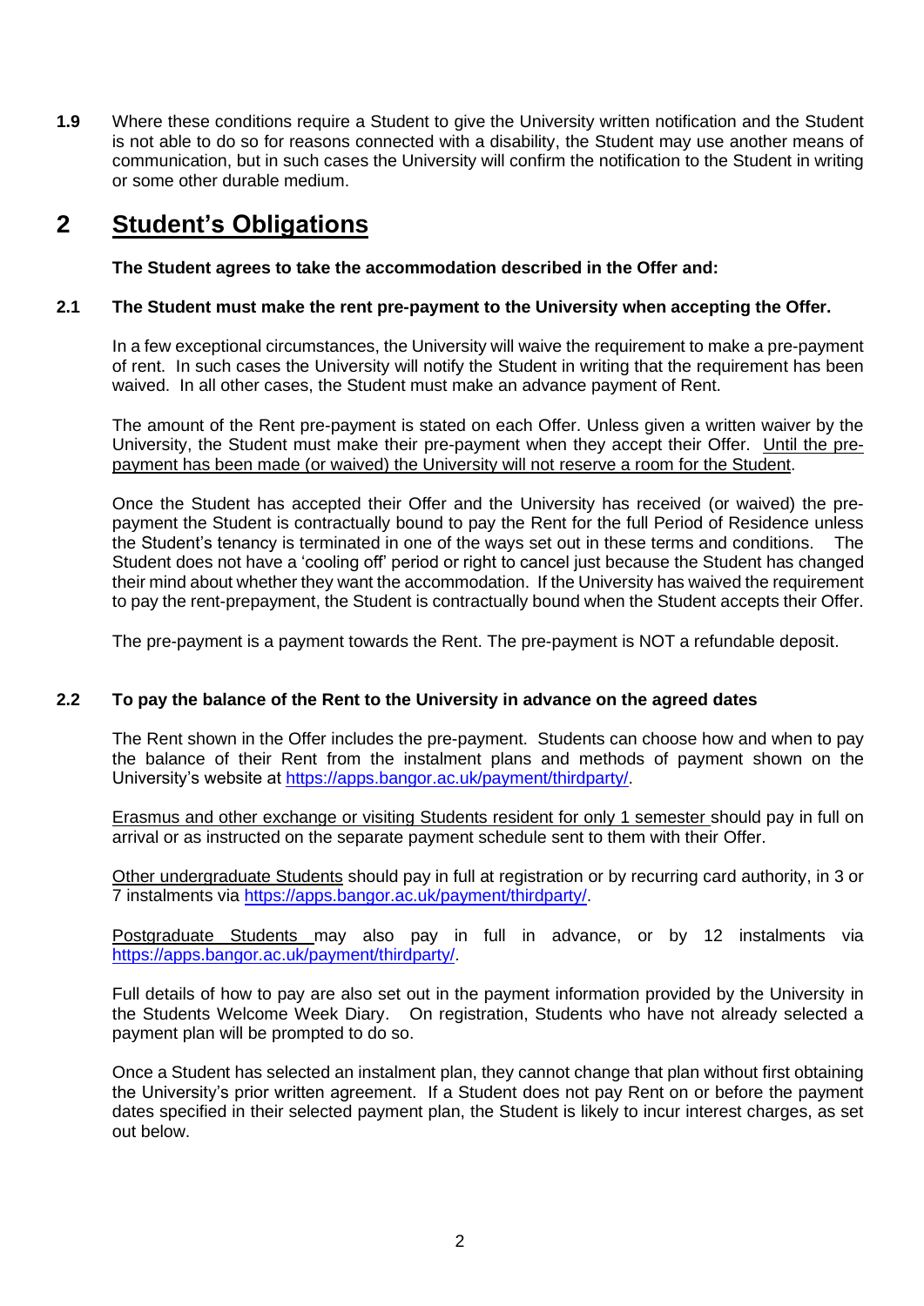**1.9** Where these conditions require a Student to give the University written notification and the Student is not able to do so for reasons connected with a disability, the Student may use another means of communication, but in such cases the University will confirm the notification to the Student in writing or some other durable medium.

# 2 Student's Obligations

**The Student agrees to take the accommodation described in the Offer and:**

### 2.1 The Student must make the rent pre-payment to the University when accepting the Offer.

In a few exceptional circumstances, the University will waive the requirement to make a pre-payment of rent. In such cases the University will notify the Student in writing that the requirement has been waived. In all other cases, the Student must make an advance payment of Rent.

The amount of the Rent pre-payment is stated on each Offer. Unless given a written waiver by the University, the Student must make their pre-payment when they accept their Offer. Until the pre-payment has been made (or waived) the University will not reserve a room for the Student.

Once the Student has accepted their Offer and the University has received (or waived) the pre-payment the Student is contractually bound to pay the Rent for the full Period of Residence unless the Student's tenancy is terminated in one of the ways set out in these terms and conditions. The Student does not have a 'cooling off' period or right to cancel just because the Student has changed their mind about whether they want the accommodation. If the University has waived the requirement to pay the rent-prepayment, the Student is contractually bound when the Student accepts their Offer.

The pre-payment is a payment towards the Rent. The pre-payment is NOT a refundable deposit.

### 2.2 To pay the balance of the Rent to the University in advance on the agreed dates

The Rent shown in the Offer includes the pre-payment. Students can choose how and when to pay the balance of their Rent from the instalment plans and methods of payment shown on the University's website at https://apps.bangor.ac.uk/payment/thirdparty/.

Erasmus and other exchange or visiting Students resident for only 1 semester should pay in full on arrival or as instructed on the separate payment schedule sent to them with their Offer.

Other undergraduate Students should pay in full at registration or by recurring card authority, in 3 or 7 instalments via https://apps.bangor.ac.uk/payment/thirdparty/.

Postgraduate Students may also pay in full in advance, or by 12 instalments via https://apps.bangor.ac.uk/payment/thirdparty/.

Full details of how to pay are also set out in the payment information provided by the University in the Students Welcome Week Diary. On registration, Students who have not already selected a payment plan will be prompted to do so.

Once a Student has selected an instalment plan, they cannot change that plan without first obtaining the University's prior written agreement. If a Student does not pay Rent on or before the payment dates specified in their selected payment plan, the Student is likely to incur interest charges, as set out below.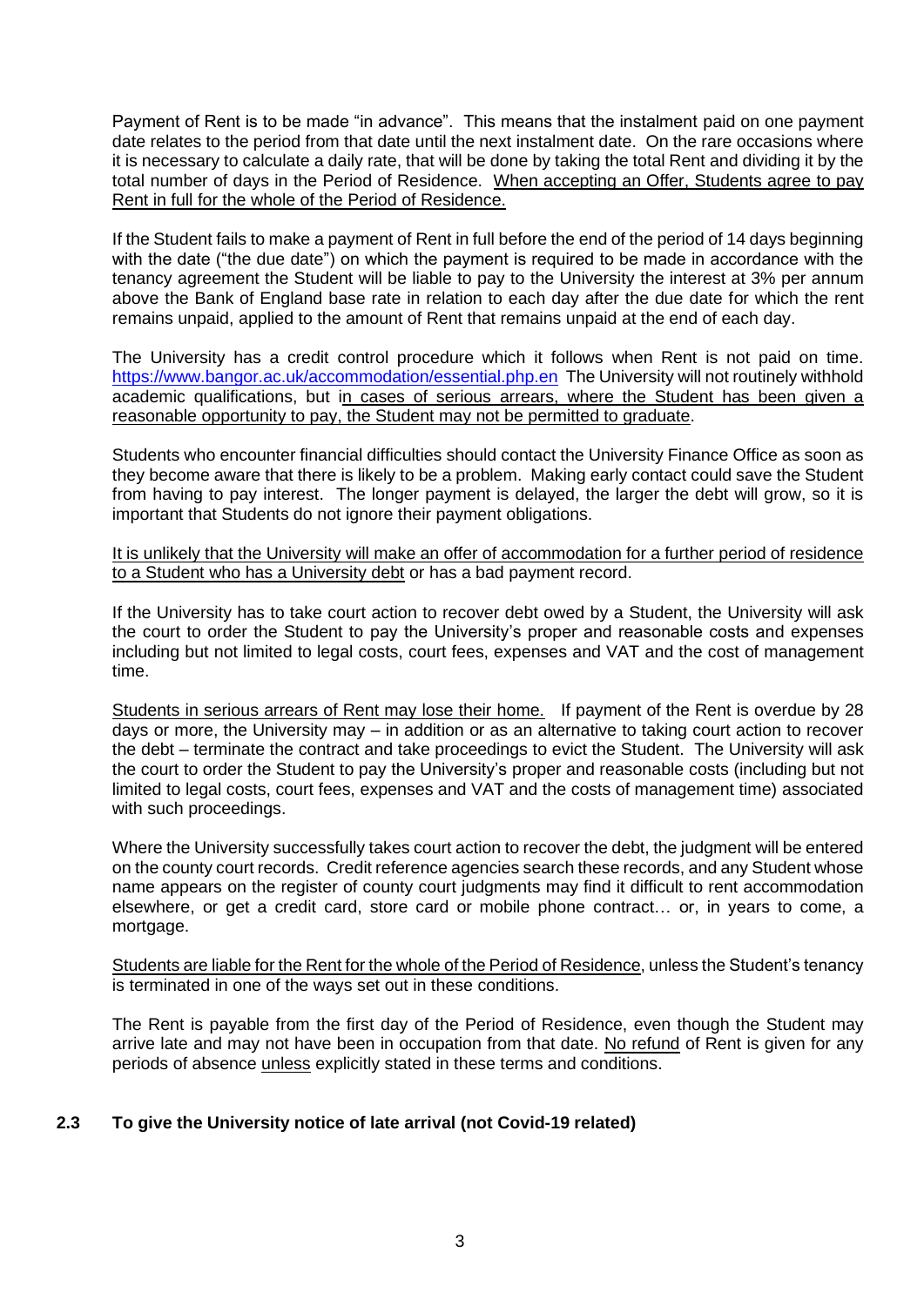Payment of Rent is to be made "in advance". This means that the instalment paid on one payment date relates to the period from that date until the next instalment date. On the rare occasions where it is necessary to calculate a daily rate, that will be done by taking the total Rent and dividing it by the total number of days in the Period of Residence. <u>When accepting an Offer, Students agree to pay Rent in full for the whole of the Period of Residence.</u>

If the Student fails to make a payment of Rent in full before the end of the period of 14 days beginning with the date ("the due date") on which the payment is required to be made in accordance with the tenancy agreement the Student will be liable to pay to the University the interest at 3% per annum above the Bank of England base rate in relation to each day after the due date for which the rent remains unpaid, applied to the amount of Rent that remains unpaid at the end of each day.

The University has a credit control procedure which it follows when Rent is not paid on time. https://www.bangor.ac.uk/accommodation/essential.php.en The University will not routinely withhold academic qualifications, but <u>in cases of serious arrears, where the Student has been given a reasonable opportunity to pay, the Student may not be permitted to graduate</u>.

Students who encounter financial difficulties should contact the University Finance Office as soon as they become aware that there is likely to be a problem. Making early contact could save the Student from having to pay interest. The longer payment is delayed, the larger the debt will grow, so it is important that Students do not ignore their payment obligations.

<u>It is unlikely that the University will make an offer of accommodation for a further period of residence to a Student who has a University debt</u> or has a bad payment record.

If the University has to take court action to recover debt owed by a Student, the University will ask the court to order the Student to pay the University's proper and reasonable costs and expenses including but not limited to legal costs, court fees, expenses and VAT and the cost of management time.

<u>Students in serious arrears of Rent may lose their home.</u> If payment of the Rent is overdue by 28 days or more, the University may – in addition or as an alternative to taking court action to recover the debt – terminate the contract and take proceedings to evict the Student. The University will ask the court to order the Student to pay the University's proper and reasonable costs (including but not limited to legal costs, court fees, expenses and VAT and the costs of management time) associated with such proceedings.

Where the University successfully takes court action to recover the debt, the judgment will be entered on the county court records. Credit reference agencies search these records, and any Student whose name appears on the register of county court judgments may find it difficult to rent accommodation elsewhere, or get a credit card, store card or mobile phone contract… or, in years to come, a mortgage.

<u>Students are liable for the Rent for the whole of the Period of Residence</u>, unless the Student's tenancy is terminated in one of the ways set out in these conditions.

The Rent is payable from the first day of the Period of Residence, even though the Student may arrive late and may not have been in occupation from that date. <u>No refund</u> of Rent is given for any periods of absence <u>unless</u> explicitly stated in these terms and conditions.

### 2.3 To give the University notice of late arrival (not Covid-19 related)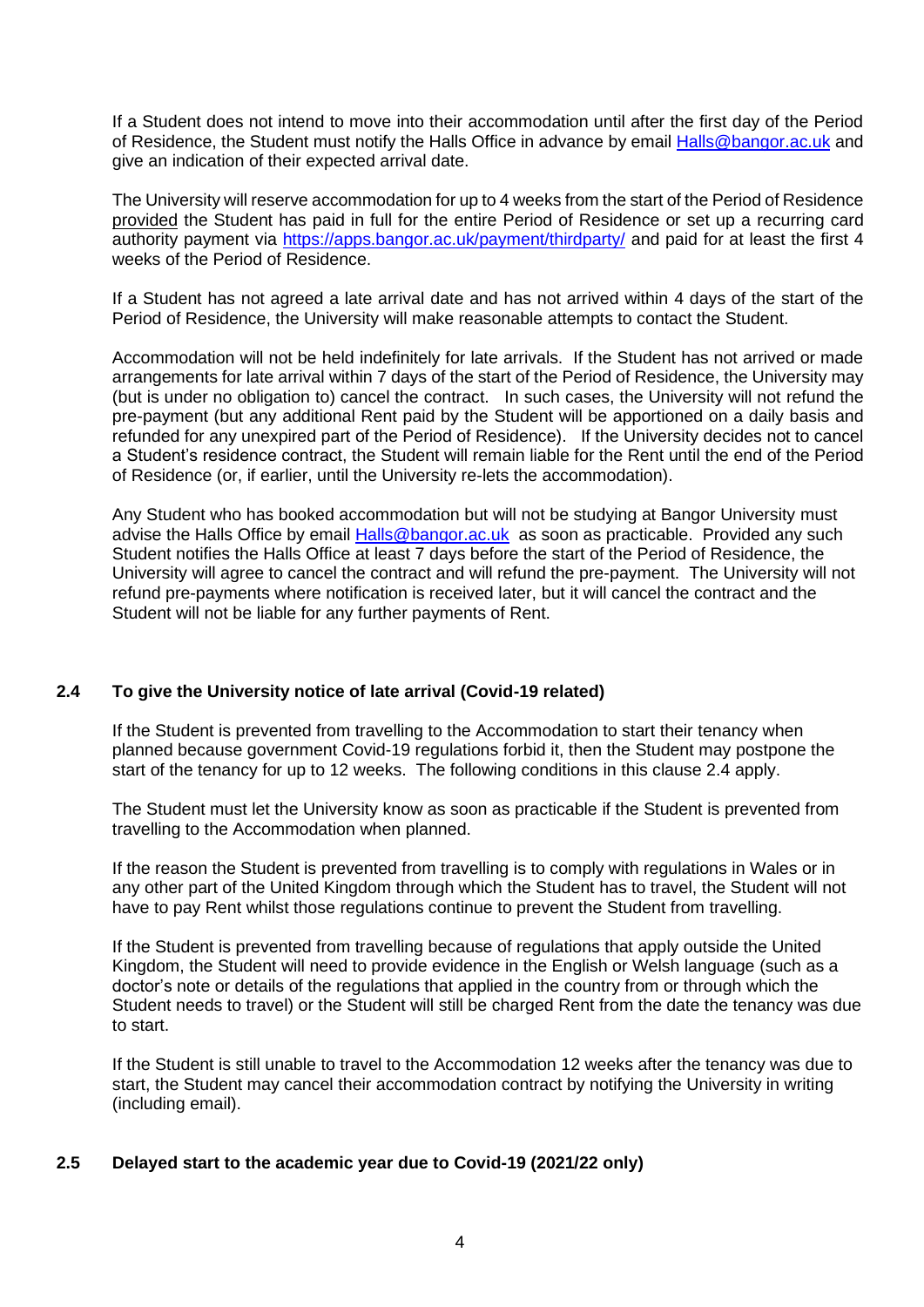If a Student does not intend to move into their accommodation until after the first day of the Period of Residence, the Student must notify the Halls Office in advance by email [Halls@bangor.ac.uk](mailto:Halls@bangor.ac.uk) and give an indication of their expected arrival date.

The University will reserve accommodation for up to 4 weeks from the start of the Period of Residence provided the Student has paid in full for the entire Period of Residence or set up a recurring card authority payment via [https://apps.bangor.ac.uk/payment/thirdparty/](https://apps.bangor.ac.uk/payment/thirdparty/) and paid for at least the first 4 weeks of the Period of Residence.

If a Student has not agreed a late arrival date and has not arrived within 4 days of the start of the Period of Residence, the University will make reasonable attempts to contact the Student.

Accommodation will not be held indefinitely for late arrivals. If the Student has not arrived or made arrangements for late arrival within 7 days of the start of the Period of Residence, the University may (but is under no obligation to) cancel the contract. In such cases, the University will not refund the pre-payment (but any additional Rent paid by the Student will be apportioned on a daily basis and refunded for any unexpired part of the Period of Residence). If the University decides not to cancel a Student's residence contract, the Student will remain liable for the Rent until the end of the Period of Residence (or, if earlier, until the University re-lets the accommodation).

Any Student who has booked accommodation but will not be studying at Bangor University must advise the Halls Office by email [Halls@bangor.ac.uk](mailto:Halls@bangor.ac.uk) as soon as practicable. Provided any such Student notifies the Halls Office at least 7 days before the start of the Period of Residence, the University will agree to cancel the contract and will refund the pre-payment. The University will not refund pre-payments where notification is received later, but it will cancel the contract and the Student will not be liable for any further payments of Rent.

### 2.4 To give the University notice of late arrival (Covid-19 related)

If the Student is prevented from travelling to the Accommodation to start their tenancy when planned because government Covid-19 regulations forbid it, then the Student may postpone the start of the tenancy for up to 12 weeks. The following conditions in this clause 2.4 apply.

The Student must let the University know as soon as practicable if the Student is prevented from travelling to the Accommodation when planned.

If the reason the Student is prevented from travelling is to comply with regulations in Wales or in any other part of the United Kingdom through which the Student has to travel, the Student will not have to pay Rent whilst those regulations continue to prevent the Student from travelling.

If the Student is prevented from travelling because of regulations that apply outside the United Kingdom, the Student will need to provide evidence in the English or Welsh language (such as a doctor's note or details of the regulations that applied in the country from or through which the Student needs to travel) or the Student will still be charged Rent from the date the tenancy was due to start.

If the Student is still unable to travel to the Accommodation 12 weeks after the tenancy was due to start, the Student may cancel their accommodation contract by notifying the University in writing (including email).

### 2.5 Delayed start to the academic year due to Covid-19 (2021/22 only)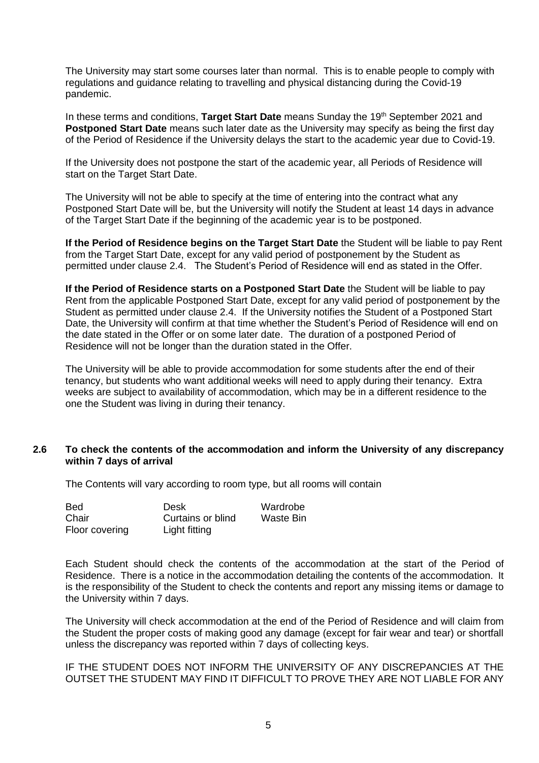The University may start some courses later than normal. This is to enable people to comply with regulations and guidance relating to travelling and physical distancing during the Covid-19 pandemic.

In these terms and conditions, **Target Start Date** means Sunday the 19th September 2021 and **Postponed Start Date** means such later date as the University may specify as being the first day of the Period of Residence if the University delays the start to the academic year due to Covid-19.

If the University does not postpone the start of the academic year, all Periods of Residence will start on the Target Start Date.

The University will not be able to specify at the time of entering into the contract what any Postponed Start Date will be, but the University will notify the Student at least 14 days in advance of the Target Start Date if the beginning of the academic year is to be postponed.

**If the Period of Residence begins on the Target Start Date** the Student will be liable to pay Rent from the Target Start Date, except for any valid period of postponement by the Student as permitted under clause 2.4. The Student's Period of Residence will end as stated in the Offer.

**If the Period of Residence starts on a Postponed Start Date** the Student will be liable to pay Rent from the applicable Postponed Start Date, except for any valid period of postponement by the Student as permitted under clause 2.4. If the University notifies the Student of a Postponed Start Date, the University will confirm at that time whether the Student's Period of Residence will end on the date stated in the Offer or on some later date. The duration of a postponed Period of Residence will not be longer than the duration stated in the Offer.

The University will be able to provide accommodation for some students after the end of their tenancy, but students who want additional weeks will need to apply during their tenancy. Extra weeks are subject to availability of accommodation, which may be in a different residence to the one the Student was living in during their tenancy.

### 2.6 To check the contents of the accommodation and inform the University of any discrepancy within 7 days of arrival

The Contents will vary according to room type, but all rooms will contain

| | | |
|---|---|---|
| Bed | Desk | Wardrobe |
| Chair | Curtains or blind | Waste Bin |
| Floor covering | Light fitting | |

Each Student should check the contents of the accommodation at the start of the Period of Residence. There is a notice in the accommodation detailing the contents of the accommodation. It is the responsibility of the Student to check the contents and report any missing items or damage to the University within 7 days.

The University will check accommodation at the end of the Period of Residence and will claim from the Student the proper costs of making good any damage (except for fair wear and tear) or shortfall unless the discrepancy was reported within 7 days of collecting keys.

IF THE STUDENT DOES NOT INFORM THE UNIVERSITY OF ANY DISCREPANCIES AT THE OUTSET THE STUDENT MAY FIND IT DIFFICULT TO PROVE THEY ARE NOT LIABLE FOR ANY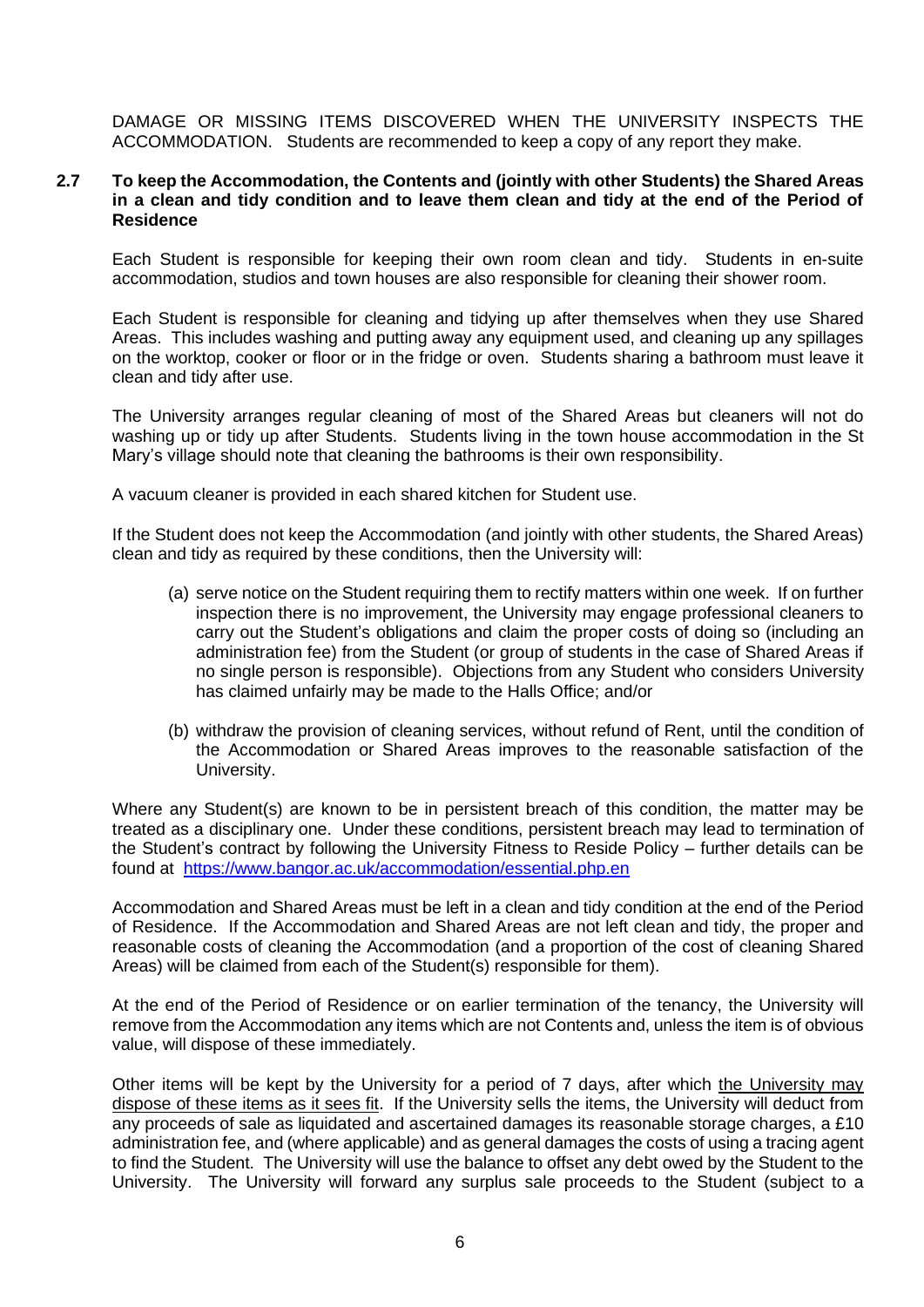DAMAGE OR MISSING ITEMS DISCOVERED WHEN THE UNIVERSITY INSPECTS THE ACCOMMODATION. Students are recommended to keep a copy of any report they make.

**2.7 To keep the Accommodation, the Contents and (jointly with other Students) the Shared Areas in a clean and tidy condition and to leave them clean and tidy at the end of the Period of Residence**

Each Student is responsible for keeping their own room clean and tidy. Students in en-suite accommodation, studios and town houses are also responsible for cleaning their shower room.

Each Student is responsible for cleaning and tidying up after themselves when they use Shared Areas. This includes washing and putting away any equipment used, and cleaning up any spillages on the worktop, cooker or floor or in the fridge or oven. Students sharing a bathroom must leave it clean and tidy after use.

The University arranges regular cleaning of most of the Shared Areas but cleaners will not do washing up or tidy up after Students. Students living in the town house accommodation in the St Mary's village should note that cleaning the bathrooms is their own responsibility.

A vacuum cleaner is provided in each shared kitchen for Student use.

If the Student does not keep the Accommodation (and jointly with other students, the Shared Areas) clean and tidy as required by these conditions, then the University will:

(a) serve notice on the Student requiring them to rectify matters within one week. If on further inspection there is no improvement, the University may engage professional cleaners to carry out the Student's obligations and claim the proper costs of doing so (including an administration fee) from the Student (or group of students in the case of Shared Areas if no single person is responsible). Objections from any Student who considers University has claimed unfairly may be made to the Halls Office; and/or

(b) withdraw the provision of cleaning services, without refund of Rent, until the condition of the Accommodation or Shared Areas improves to the reasonable satisfaction of the University.

Where any Student(s) are known to be in persistent breach of this condition, the matter may be treated as a disciplinary one. Under these conditions, persistent breach may lead to termination of the Student's contract by following the University Fitness to Reside Policy – further details can be found at https://www.bangor.ac.uk/accommodation/essential.php.en

Accommodation and Shared Areas must be left in a clean and tidy condition at the end of the Period of Residence. If the Accommodation and Shared Areas are not left clean and tidy, the proper and reasonable costs of cleaning the Accommodation (and a proportion of the cost of cleaning Shared Areas) will be claimed from each of the Student(s) responsible for them).

At the end of the Period of Residence or on earlier termination of the tenancy, the University will remove from the Accommodation any items which are not Contents and, unless the item is of obvious value, will dispose of these immediately.

Other items will be kept by the University for a period of 7 days, after which the University may dispose of these items as it sees fit. If the University sells the items, the University will deduct from any proceeds of sale as liquidated and ascertained damages its reasonable storage charges, a £10 administration fee, and (where applicable) and as general damages the costs of using a tracing agent to find the Student. The University will use the balance to offset any debt owed by the Student to the University. The University will forward any surplus sale proceeds to the Student (subject to a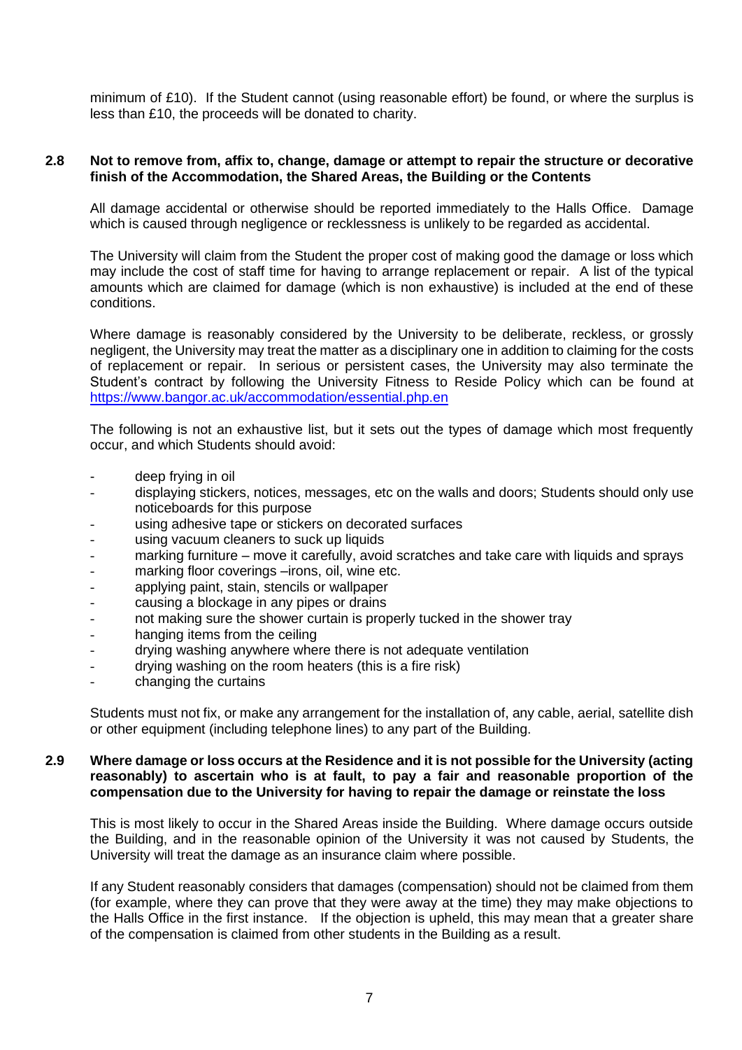minimum of £10). If the Student cannot (using reasonable effort) be found, or where the surplus is less than £10, the proceeds will be donated to charity.

**2.8 Not to remove from, affix to, change, damage or attempt to repair the structure or decorative finish of the Accommodation, the Shared Areas, the Building or the Contents**

All damage accidental or otherwise should be reported immediately to the Halls Office. Damage which is caused through negligence or recklessness is unlikely to be regarded as accidental.

The University will claim from the Student the proper cost of making good the damage or loss which may include the cost of staff time for having to arrange replacement or repair. A list of the typical amounts which are claimed for damage (which is non exhaustive) is included at the end of these conditions.

Where damage is reasonably considered by the University to be deliberate, reckless, or grossly negligent, the University may treat the matter as a disciplinary one in addition to claiming for the costs of replacement or repair. In serious or persistent cases, the University may also terminate the Student's contract by following the University Fitness to Reside Policy which can be found at https://www.bangor.ac.uk/accommodation/essential.php.en

The following is not an exhaustive list, but it sets out the types of damage which most frequently occur, and which Students should avoid:

- deep frying in oil
- displaying stickers, notices, messages, etc on the walls and doors; Students should only use noticeboards for this purpose
- using adhesive tape or stickers on decorated surfaces
- using vacuum cleaners to suck up liquids
- marking furniture – move it carefully, avoid scratches and take care with liquids and sprays
- marking floor coverings –irons, oil, wine etc.
- applying paint, stain, stencils or wallpaper
- causing a blockage in any pipes or drains
- not making sure the shower curtain is properly tucked in the shower tray
- hanging items from the ceiling
- drying washing anywhere where there is not adequate ventilation
- drying washing on the room heaters (this is a fire risk)
- changing the curtains

Students must not fix, or make any arrangement for the installation of, any cable, aerial, satellite dish or other equipment (including telephone lines) to any part of the Building.

**2.9 Where damage or loss occurs at the Residence and it is not possible for the University (acting reasonably) to ascertain who is at fault, to pay a fair and reasonable proportion of the compensation due to the University for having to repair the damage or reinstate the loss**

This is most likely to occur in the Shared Areas inside the Building. Where damage occurs outside the Building, and in the reasonable opinion of the University it was not caused by Students, the University will treat the damage as an insurance claim where possible.

If any Student reasonably considers that damages (compensation) should not be claimed from them (for example, where they can prove that they were away at the time) they may make objections to the Halls Office in the first instance. If the objection is upheld, this may mean that a greater share of the compensation is claimed from other students in the Building as a result.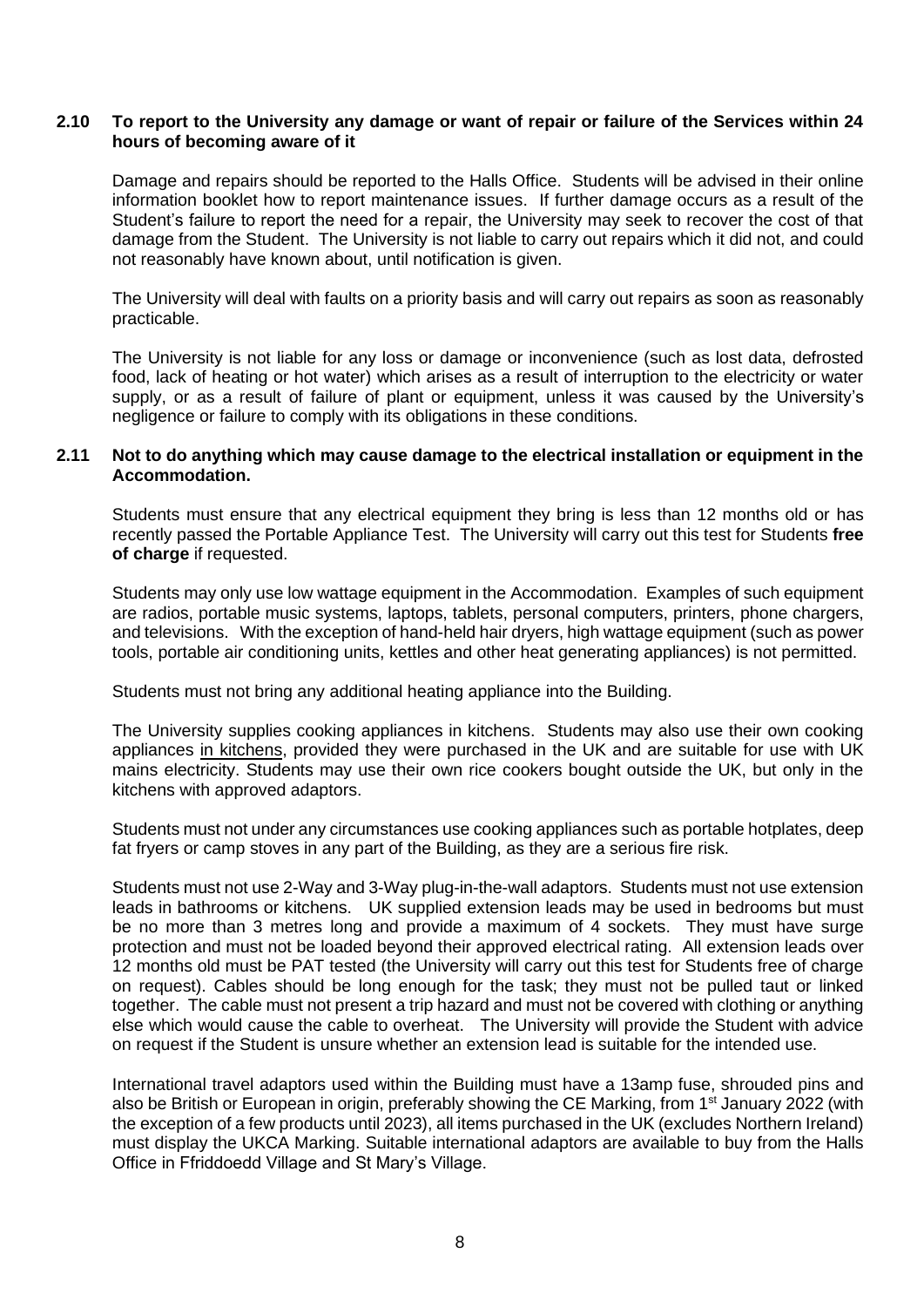### 2.10 To report to the University any damage or want of repair or failure of the Services within 24 hours of becoming aware of it

Damage and repairs should be reported to the Halls Office. Students will be advised in their online information booklet how to report maintenance issues. If further damage occurs as a result of the Student's failure to report the need for a repair, the University may seek to recover the cost of that damage from the Student. The University is not liable to carry out repairs which it did not, and could not reasonably have known about, until notification is given.

The University will deal with faults on a priority basis and will carry out repairs as soon as reasonably practicable.

The University is not liable for any loss or damage or inconvenience (such as lost data, defrosted food, lack of heating or hot water) which arises as a result of interruption to the electricity or water supply, or as a result of failure of plant or equipment, unless it was caused by the University's negligence or failure to comply with its obligations in these conditions.

### 2.11 Not to do anything which may cause damage to the electrical installation or equipment in the Accommodation.

Students must ensure that any electrical equipment they bring is less than 12 months old or has recently passed the Portable Appliance Test. The University will carry out this test for Students **free of charge** if requested.

Students may only use low wattage equipment in the Accommodation. Examples of such equipment are radios, portable music systems, laptops, tablets, personal computers, printers, phone chargers, and televisions. With the exception of hand-held hair dryers, high wattage equipment (such as power tools, portable air conditioning units, kettles and other heat generating appliances) is not permitted.

Students must not bring any additional heating appliance into the Building.

The University supplies cooking appliances in kitchens. Students may also use their own cooking appliances in kitchens, provided they were purchased in the UK and are suitable for use with UK mains electricity. Students may use their own rice cookers bought outside the UK, but only in the kitchens with approved adaptors.

Students must not under any circumstances use cooking appliances such as portable hotplates, deep fat fryers or camp stoves in any part of the Building, as they are a serious fire risk.

Students must not use 2-Way and 3-Way plug-in-the-wall adaptors. Students must not use extension leads in bathrooms or kitchens. UK supplied extension leads may be used in bedrooms but must be no more than 3 metres long and provide a maximum of 4 sockets. They must have surge protection and must not be loaded beyond their approved electrical rating. All extension leads over 12 months old must be PAT tested (the University will carry out this test for Students free of charge on request). Cables should be long enough for the task; they must not be pulled taut or linked together. The cable must not present a trip hazard and must not be covered with clothing or anything else which would cause the cable to overheat. The University will provide the Student with advice on request if the Student is unsure whether an extension lead is suitable for the intended use.

International travel adaptors used within the Building must have a 13amp fuse, shrouded pins and also be British or European in origin, preferably showing the CE Marking, from 1st January 2022 (with the exception of a few products until 2023), all items purchased in the UK (excludes Northern Ireland) must display the UKCA Marking. Suitable international adaptors are available to buy from the Halls Office in Ffriddoedd Village and St Mary's Village.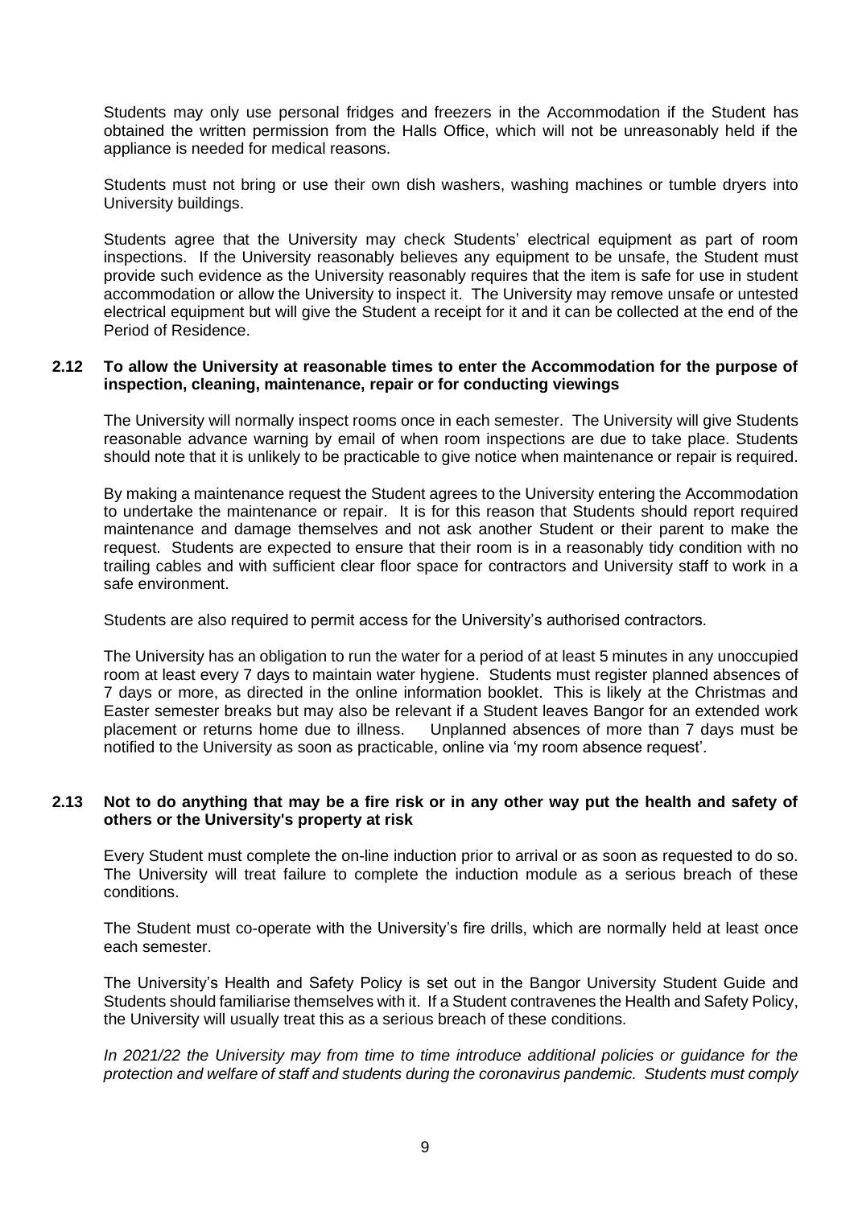Students may only use personal fridges and freezers in the Accommodation if the Student has obtained the written permission from the Halls Office, which will not be unreasonably held if the appliance is needed for medical reasons.

Students must not bring or use their own dish washers, washing machines or tumble dryers into University buildings.

Students agree that the University may check Students' electrical equipment as part of room inspections. If the University reasonably believes any equipment to be unsafe, the Student must provide such evidence as the University reasonably requires that the item is safe for use in student accommodation or allow the University to inspect it. The University may remove unsafe or untested electrical equipment but will give the Student a receipt for it and it can be collected at the end of the Period of Residence.

### 2.12 To allow the University at reasonable times to enter the Accommodation for the purpose of inspection, cleaning, maintenance, repair or for conducting viewings

The University will normally inspect rooms once in each semester. The University will give Students reasonable advance warning by email of when room inspections are due to take place. Students should note that it is unlikely to be practicable to give notice when maintenance or repair is required.

By making a maintenance request the Student agrees to the University entering the Accommodation to undertake the maintenance or repair. It is for this reason that Students should report required maintenance and damage themselves and not ask another Student or their parent to make the request. Students are expected to ensure that their room is in a reasonably tidy condition with no trailing cables and with sufficient clear floor space for contractors and University staff to work in a safe environment.

Students are also required to permit access for the University's authorised contractors.

The University has an obligation to run the water for a period of at least 5 minutes in any unoccupied room at least every 7 days to maintain water hygiene. Students must register planned absences of 7 days or more, as directed in the online information booklet. This is likely at the Christmas and Easter semester breaks but may also be relevant if a Student leaves Bangor for an extended work placement or returns home due to illness. Unplanned absences of more than 7 days must be notified to the University as soon as practicable, online via 'my room absence request'.

### 2.13 Not to do anything that may be a fire risk or in any other way put the health and safety of others or the University's property at risk

Every Student must complete the on-line induction prior to arrival or as soon as requested to do so. The University will treat failure to complete the induction module as a serious breach of these conditions.

The Student must co-operate with the University's fire drills, which are normally held at least once each semester.

The University's Health and Safety Policy is set out in the Bangor University Student Guide and Students should familiarise themselves with it. If a Student contravenes the Health and Safety Policy, the University will usually treat this as a serious breach of these conditions.

*In 2021/22 the University may from time to time introduce additional policies or guidance for the protection and welfare of staff and students during the coronavirus pandemic. Students must comply*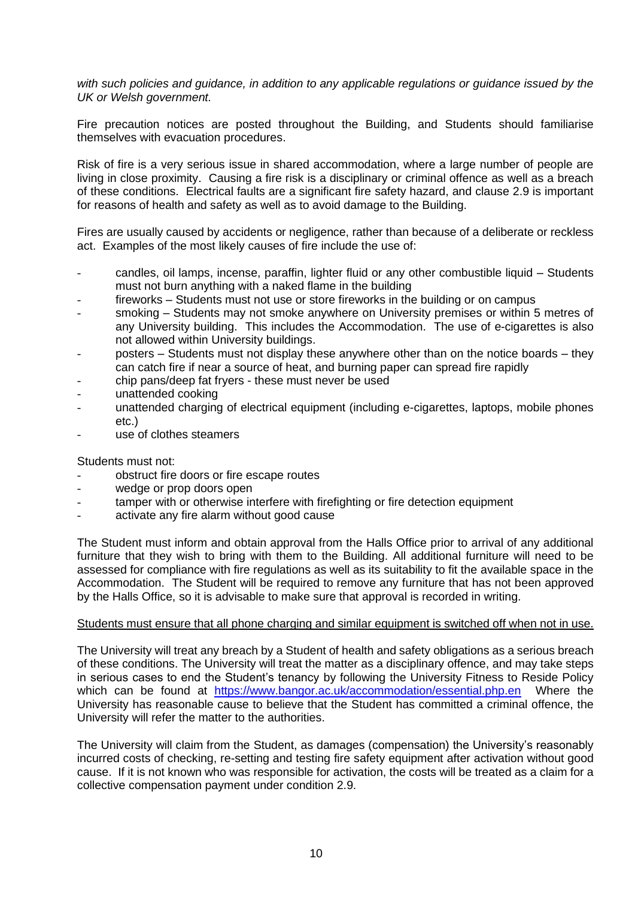*with such policies and guidance, in addition to any applicable regulations or guidance issued by the UK or Welsh government.*

Fire precaution notices are posted throughout the Building, and Students should familiarise themselves with evacuation procedures.

Risk of fire is a very serious issue in shared accommodation, where a large number of people are living in close proximity. Causing a fire risk is a disciplinary or criminal offence as well as a breach of these conditions. Electrical faults are a significant fire safety hazard, and clause 2.9 is important for reasons of health and safety as well as to avoid damage to the Building.

Fires are usually caused by accidents or negligence, rather than because of a deliberate or reckless act. Examples of the most likely causes of fire include the use of:

- candles, oil lamps, incense, paraffin, lighter fluid or any other combustible liquid – Students must not burn anything with a naked flame in the building
- fireworks – Students must not use or store fireworks in the building or on campus
- smoking – Students may not smoke anywhere on University premises or within 5 metres of any University building. This includes the Accommodation. The use of e-cigarettes is also not allowed within University buildings.
- posters – Students must not display these anywhere other than on the notice boards – they can catch fire if near a source of heat, and burning paper can spread fire rapidly
- chip pans/deep fat fryers - these must never be used
- unattended cooking
- unattended charging of electrical equipment (including e-cigarettes, laptops, mobile phones etc.)
- use of clothes steamers

Students must not:

- obstruct fire doors or fire escape routes
- wedge or prop doors open
- tamper with or otherwise interfere with firefighting or fire detection equipment
- activate any fire alarm without good cause

The Student must inform and obtain approval from the Halls Office prior to arrival of any additional furniture that they wish to bring with them to the Building. All additional furniture will need to be assessed for compliance with fire regulations as well as its suitability to fit the available space in the Accommodation. The Student will be required to remove any furniture that has not been approved by the Halls Office, so it is advisable to make sure that approval is recorded in writing.

<u>Students must ensure that all phone charging and similar equipment is switched off when not in use.</u>

The University will treat any breach by a Student of health and safety obligations as a serious breach of these conditions. The University will treat the matter as a disciplinary offence, and may take steps in serious cases to end the Student's tenancy by following the University Fitness to Reside Policy which can be found at [https://www.bangor.ac.uk/accommodation/essential.php.en](https://www.bangor.ac.uk/accommodation/essential.php.en) Where the University has reasonable cause to believe that the Student has committed a criminal offence, the University will refer the matter to the authorities.

The University will claim from the Student, as damages (compensation) the University's reasonably incurred costs of checking, re-setting and testing fire safety equipment after activation without good cause. If it is not known who was responsible for activation, the costs will be treated as a claim for a collective compensation payment under condition 2.9.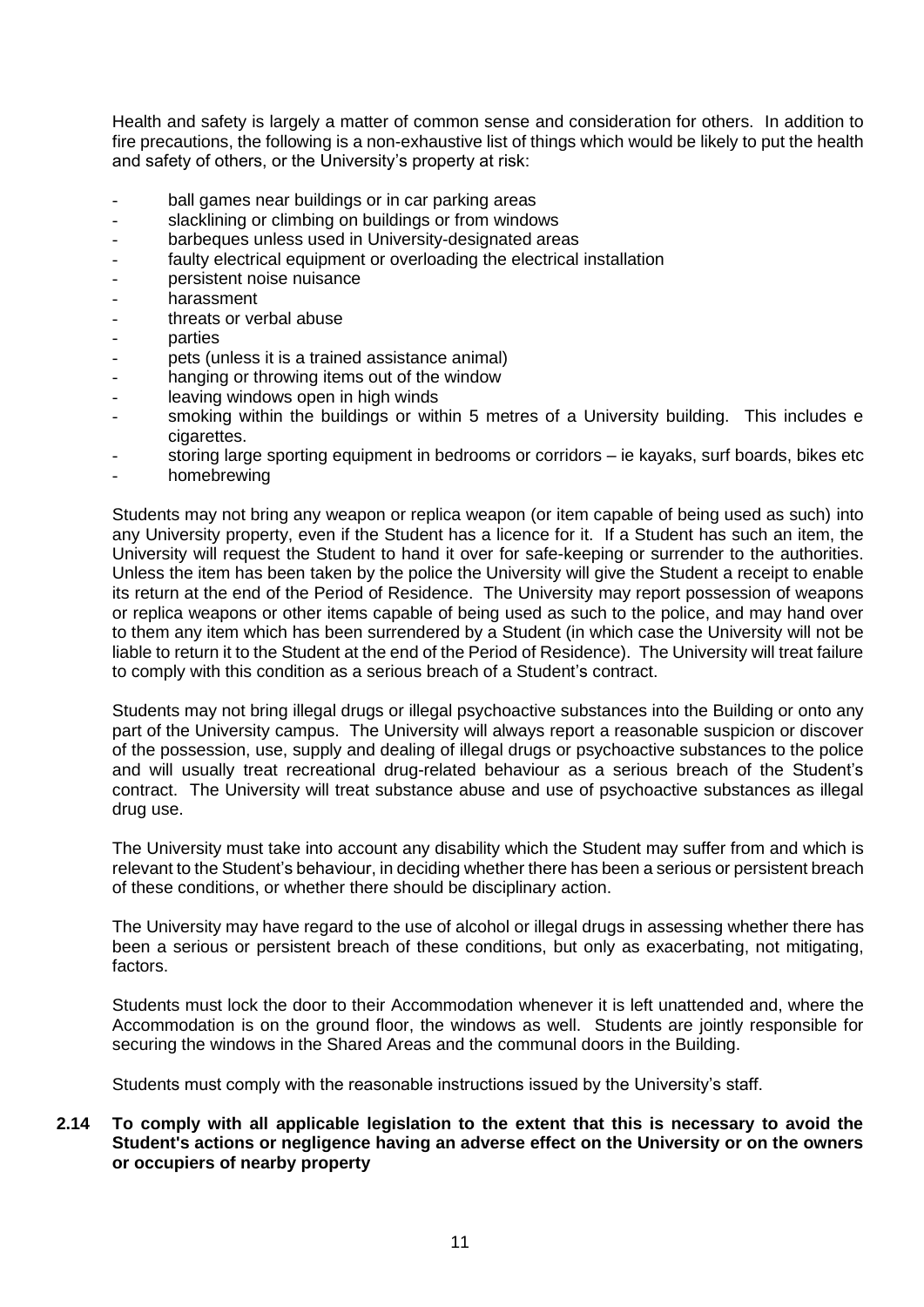Health and safety is largely a matter of common sense and consideration for others. In addition to fire precautions, the following is a non-exhaustive list of things which would be likely to put the health and safety of others, or the University's property at risk:

- ball games near buildings or in car parking areas
- slacklining or climbing on buildings or from windows
- barbeques unless used in University-designated areas
- faulty electrical equipment or overloading the electrical installation
- persistent noise nuisance
- harassment
- threats or verbal abuse
- parties
- pets (unless it is a trained assistance animal)
- hanging or throwing items out of the window
- leaving windows open in high winds
- smoking within the buildings or within 5 metres of a University building. This includes e cigarettes.
- storing large sporting equipment in bedrooms or corridors – ie kayaks, surf boards, bikes etc
- homebrewing

Students may not bring any weapon or replica weapon (or item capable of being used as such) into any University property, even if the Student has a licence for it. If a Student has such an item, the University will request the Student to hand it over for safe-keeping or surrender to the authorities. Unless the item has been taken by the police the University will give the Student a receipt to enable its return at the end of the Period of Residence. The University may report possession of weapons or replica weapons or other items capable of being used as such to the police, and may hand over to them any item which has been surrendered by a Student (in which case the University will not be liable to return it to the Student at the end of the Period of Residence). The University will treat failure to comply with this condition as a serious breach of a Student's contract.

Students may not bring illegal drugs or illegal psychoactive substances into the Building or onto any part of the University campus. The University will always report a reasonable suspicion or discover of the possession, use, supply and dealing of illegal drugs or psychoactive substances to the police and will usually treat recreational drug-related behaviour as a serious breach of the Student's contract. The University will treat substance abuse and use of psychoactive substances as illegal drug use.

The University must take into account any disability which the Student may suffer from and which is relevant to the Student's behaviour, in deciding whether there has been a serious or persistent breach of these conditions, or whether there should be disciplinary action.

The University may have regard to the use of alcohol or illegal drugs in assessing whether there has been a serious or persistent breach of these conditions, but only as exacerbating, not mitigating, factors.

Students must lock the door to their Accommodation whenever it is left unattended and, where the Accommodation is on the ground floor, the windows as well. Students are jointly responsible for securing the windows in the Shared Areas and the communal doors in the Building.

Students must comply with the reasonable instructions issued by the University's staff.

**2.14 To comply with all applicable legislation to the extent that this is necessary to avoid the Student's actions or negligence having an adverse effect on the University or on the owners or occupiers of nearby property**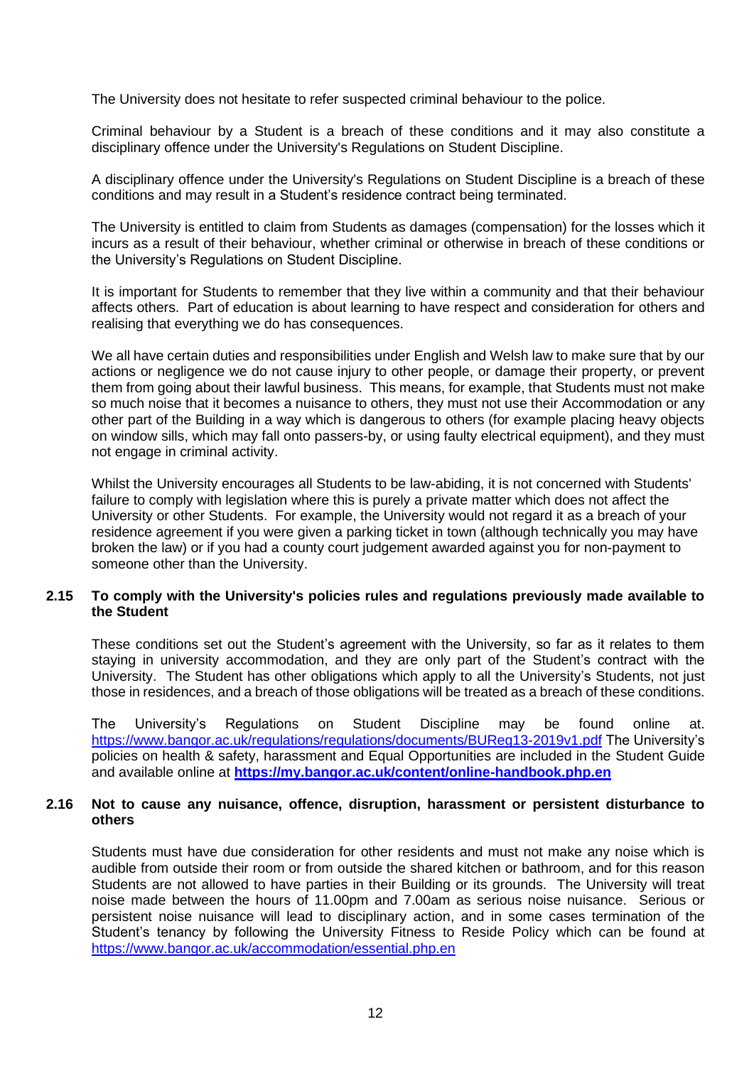The University does not hesitate to refer suspected criminal behaviour to the police.

Criminal behaviour by a Student is a breach of these conditions and it may also constitute a disciplinary offence under the University's Regulations on Student Discipline.

A disciplinary offence under the University's Regulations on Student Discipline is a breach of these conditions and may result in a Student's residence contract being terminated.

The University is entitled to claim from Students as damages (compensation) for the losses which it incurs as a result of their behaviour, whether criminal or otherwise in breach of these conditions or the University's Regulations on Student Discipline.

It is important for Students to remember that they live within a community and that their behaviour affects others. Part of education is about learning to have respect and consideration for others and realising that everything we do has consequences.

We all have certain duties and responsibilities under English and Welsh law to make sure that by our actions or negligence we do not cause injury to other people, or damage their property, or prevent them from going about their lawful business. This means, for example, that Students must not make so much noise that it becomes a nuisance to others, they must not use their Accommodation or any other part of the Building in a way which is dangerous to others (for example placing heavy objects on window sills, which may fall onto passers-by, or using faulty electrical equipment), and they must not engage in criminal activity.

Whilst the University encourages all Students to be law-abiding, it is not concerned with Students' failure to comply with legislation where this is purely a private matter which does not affect the University or other Students. For example, the University would not regard it as a breach of your residence agreement if you were given a parking ticket in town (although technically you may have broken the law) or if you had a county court judgement awarded against you for non-payment to someone other than the University.

**2.15 To comply with the University's policies rules and regulations previously made available to the Student**

These conditions set out the Student's agreement with the University, so far as it relates to them staying in university accommodation, and they are only part of the Student's contract with the University. The Student has other obligations which apply to all the University's Students, not just those in residences, and a breach of those obligations will be treated as a breach of these conditions.

The University's Regulations on Student Discipline may be found online at. https://www.bangor.ac.uk/regulations/regulations/documents/BUReg13-2019v1.pdf The University's policies on health & safety, harassment and Equal Opportunities are included in the Student Guide and available online at **https://my.bangor.ac.uk/content/online-handbook.php.en**

**2.16 Not to cause any nuisance, offence, disruption, harassment or persistent disturbance to others**

Students must have due consideration for other residents and must not make any noise which is audible from outside their room or from outside the shared kitchen or bathroom, and for this reason Students are not allowed to have parties in their Building or its grounds. The University will treat noise made between the hours of 11.00pm and 7.00am as serious noise nuisance. Serious or persistent noise nuisance will lead to disciplinary action, and in some cases termination of the Student's tenancy by following the University Fitness to Reside Policy which can be found at https://www.bangor.ac.uk/accommodation/essential.php.en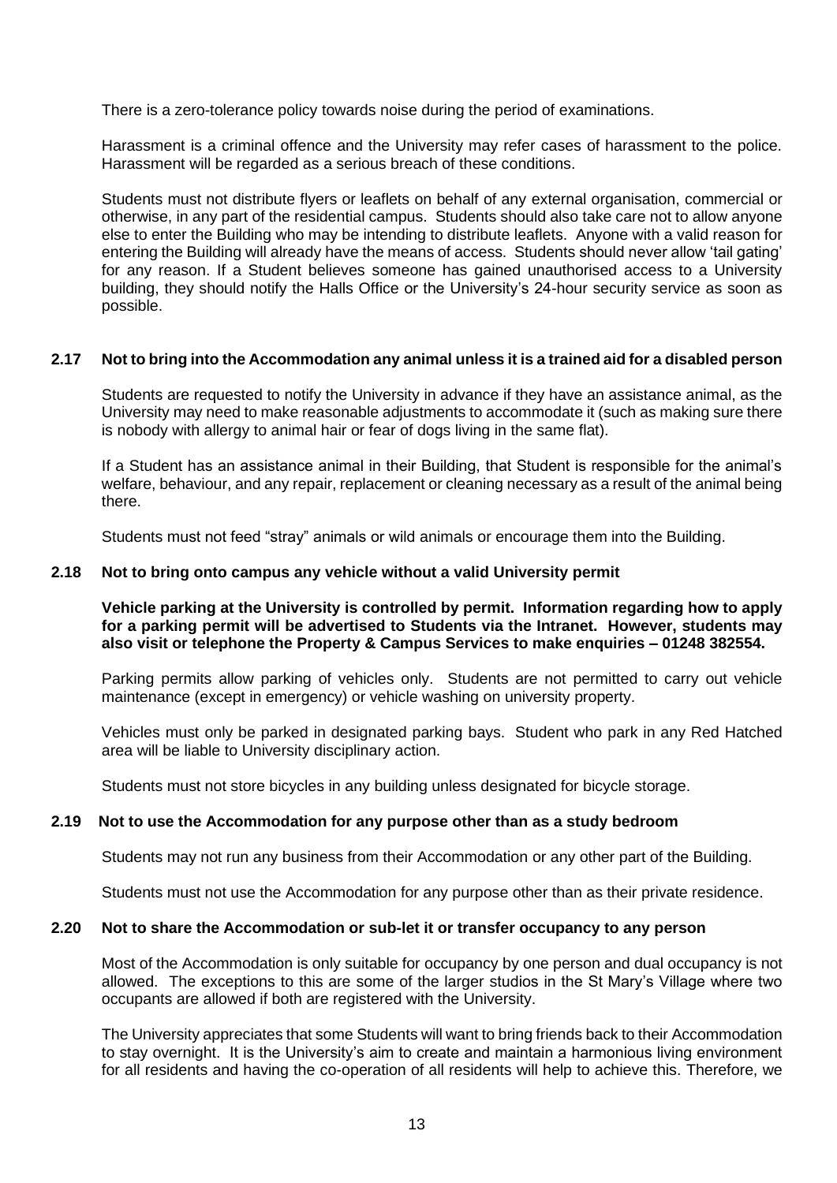There is a zero-tolerance policy towards noise during the period of examinations.

Harassment is a criminal offence and the University may refer cases of harassment to the police. Harassment will be regarded as a serious breach of these conditions.

Students must not distribute flyers or leaflets on behalf of any external organisation, commercial or otherwise, in any part of the residential campus. Students should also take care not to allow anyone else to enter the Building who may be intending to distribute leaflets. Anyone with a valid reason for entering the Building will already have the means of access. Students should never allow 'tail gating' for any reason. If a Student believes someone has gained unauthorised access to a University building, they should notify the Halls Office or the University's 24-hour security service as soon as possible.

### 2.17 Not to bring into the Accommodation any animal unless it is a trained aid for a disabled person

Students are requested to notify the University in advance if they have an assistance animal, as the University may need to make reasonable adjustments to accommodate it (such as making sure there is nobody with allergy to animal hair or fear of dogs living in the same flat).

If a Student has an assistance animal in their Building, that Student is responsible for the animal's welfare, behaviour, and any repair, replacement or cleaning necessary as a result of the animal being there.

Students must not feed "stray" animals or wild animals or encourage them into the Building.

### 2.18 Not to bring onto campus any vehicle without a valid University permit

**Vehicle parking at the University is controlled by permit. Information regarding how to apply for a parking permit will be advertised to Students via the Intranet. However, students may also visit or telephone the Property & Campus Services to make enquiries – 01248 382554.**

Parking permits allow parking of vehicles only. Students are not permitted to carry out vehicle maintenance (except in emergency) or vehicle washing on university property.

Vehicles must only be parked in designated parking bays. Student who park in any Red Hatched area will be liable to University disciplinary action.

Students must not store bicycles in any building unless designated for bicycle storage.

### 2.19 Not to use the Accommodation for any purpose other than as a study bedroom

Students may not run any business from their Accommodation or any other part of the Building.

Students must not use the Accommodation for any purpose other than as their private residence.

### 2.20 Not to share the Accommodation or sub-let it or transfer occupancy to any person

Most of the Accommodation is only suitable for occupancy by one person and dual occupancy is not allowed. The exceptions to this are some of the larger studios in the St Mary's Village where two occupants are allowed if both are registered with the University.

The University appreciates that some Students will want to bring friends back to their Accommodation to stay overnight. It is the University's aim to create and maintain a harmonious living environment for all residents and having the co-operation of all residents will help to achieve this. Therefore, we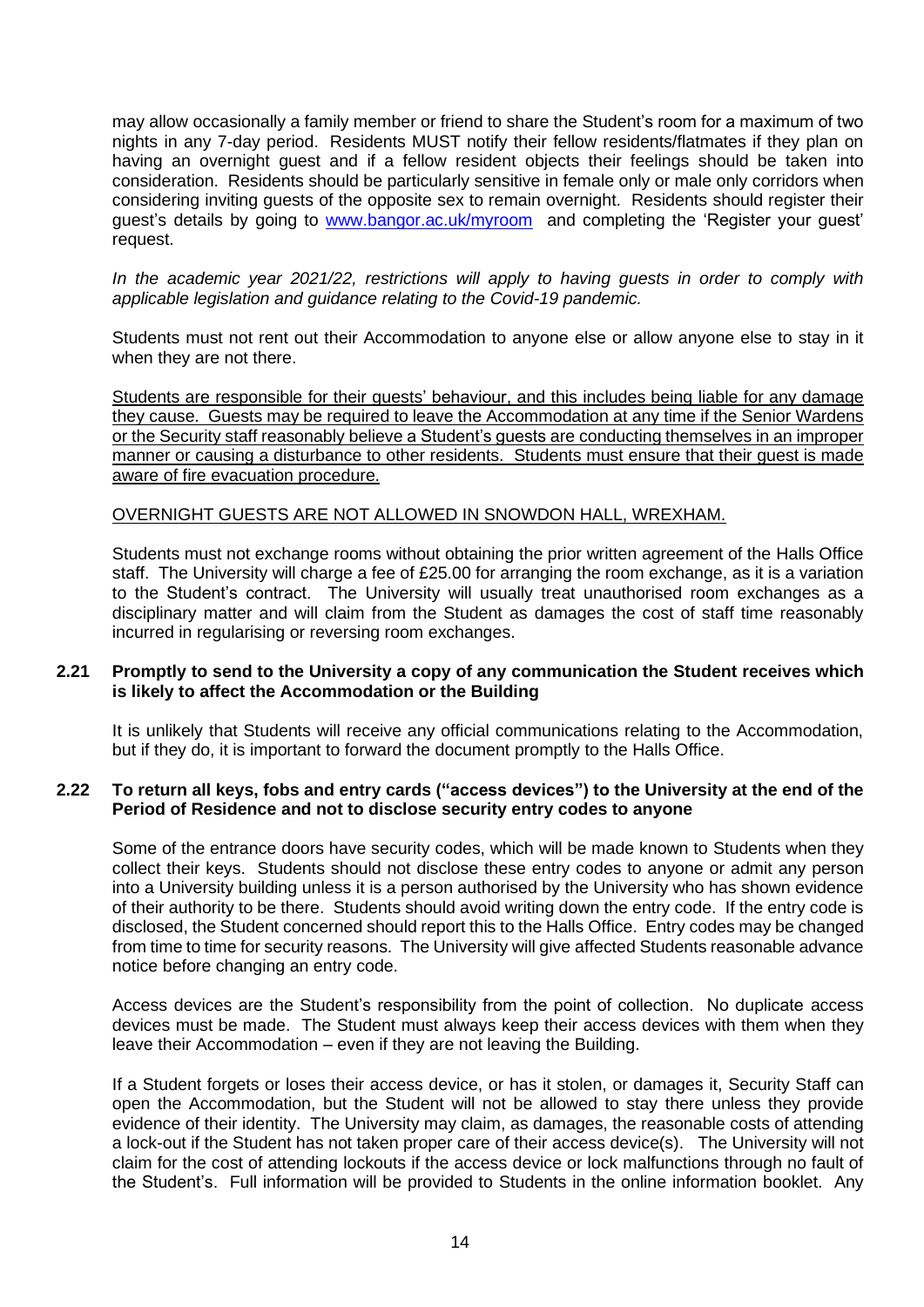may allow occasionally a family member or friend to share the Student's room for a maximum of two nights in any 7-day period. Residents MUST notify their fellow residents/flatmates if they plan on having an overnight guest and if a fellow resident objects their feelings should be taken into consideration. Residents should be particularly sensitive in female only or male only corridors when considering inviting guests of the opposite sex to remain overnight. Residents should register their guest's details by going to [www.bangor.ac.uk/myroom](www.bangor.ac.uk/myroom) and completing the 'Register your guest' request.

*In the academic year 2021/22, restrictions will apply to having guests in order to comply with applicable legislation and guidance relating to the Covid-19 pandemic.*

Students must not rent out their Accommodation to anyone else or allow anyone else to stay in it when they are not there.

<u>Students are responsible for their guests' behaviour, and this includes being liable for any damage they cause. Guests may be required to leave the Accommodation at any time if the Senior Wardens or the Security staff reasonably believe a Student's guests are conducting themselves in an improper manner or causing a disturbance to other residents. Students must ensure that their guest is made aware of fire evacuation procedure.</u>

<u>OVERNIGHT GUESTS ARE NOT ALLOWED IN SNOWDON HALL, WREXHAM.</u>

Students must not exchange rooms without obtaining the prior written agreement of the Halls Office staff. The University will charge a fee of £25.00 for arranging the room exchange, as it is a variation to the Student's contract. The University will usually treat unauthorised room exchanges as a disciplinary matter and will claim from the Student as damages the cost of staff time reasonably incurred in regularising or reversing room exchanges.

### 2.21 Promptly to send to the University a copy of any communication the Student receives which is likely to affect the Accommodation or the Building

It is unlikely that Students will receive any official communications relating to the Accommodation, but if they do, it is important to forward the document promptly to the Halls Office.

### 2.22 To return all keys, fobs and entry cards ("access devices") to the University at the end of the Period of Residence and not to disclose security entry codes to anyone

Some of the entrance doors have security codes, which will be made known to Students when they collect their keys. Students should not disclose these entry codes to anyone or admit any person into a University building unless it is a person authorised by the University who has shown evidence of their authority to be there. Students should avoid writing down the entry code. If the entry code is disclosed, the Student concerned should report this to the Halls Office. Entry codes may be changed from time to time for security reasons. The University will give affected Students reasonable advance notice before changing an entry code.

Access devices are the Student's responsibility from the point of collection. No duplicate access devices must be made. The Student must always keep their access devices with them when they leave their Accommodation – even if they are not leaving the Building.

If a Student forgets or loses their access device, or has it stolen, or damages it, Security Staff can open the Accommodation, but the Student will not be allowed to stay there unless they provide evidence of their identity. The University may claim, as damages, the reasonable costs of attending a lock-out if the Student has not taken proper care of their access device(s). The University will not claim for the cost of attending lockouts if the access device or lock malfunctions through no fault of the Student's. Full information will be provided to Students in the online information booklet. Any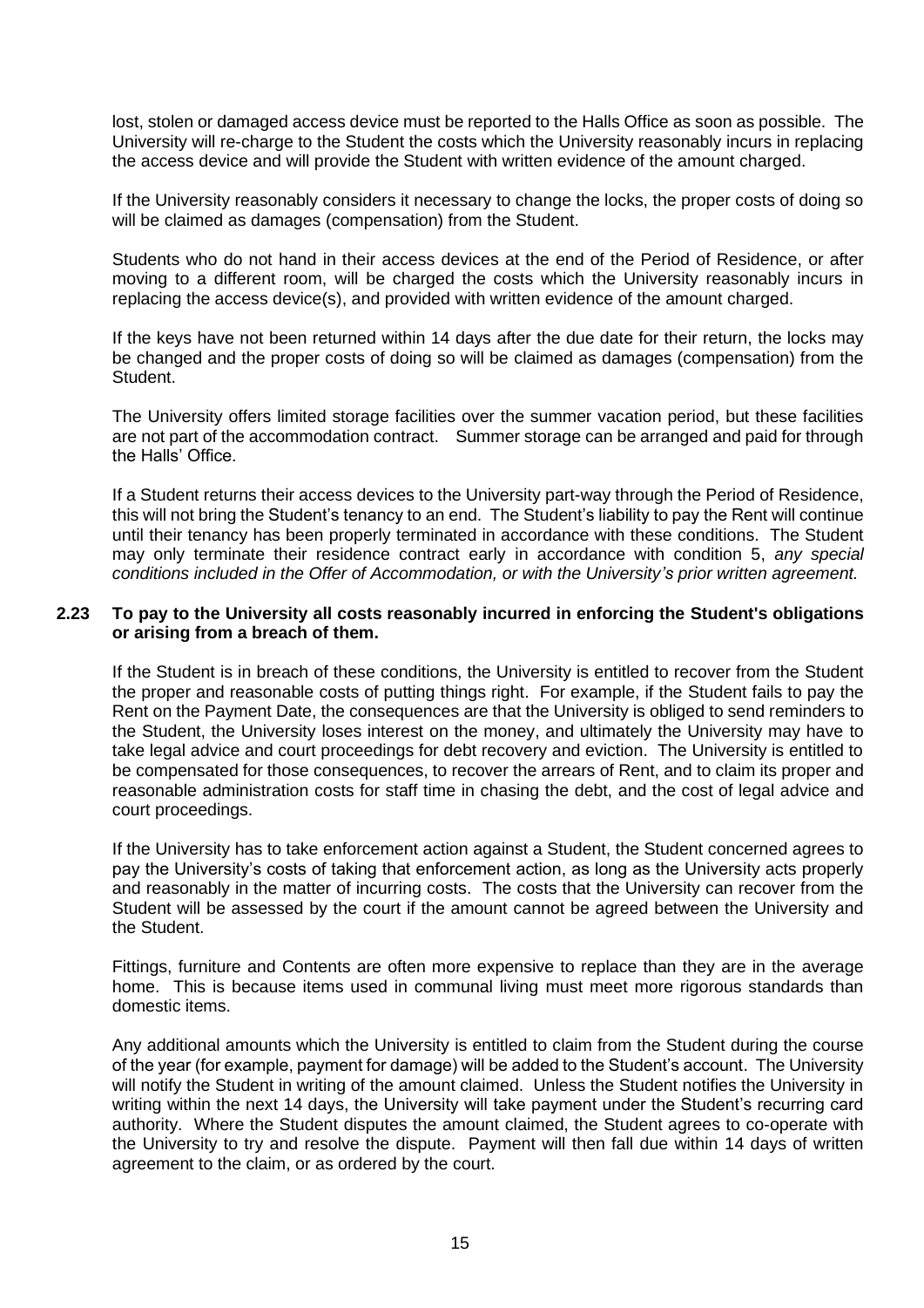lost, stolen or damaged access device must be reported to the Halls Office as soon as possible. The University will re-charge to the Student the costs which the University reasonably incurs in replacing the access device and will provide the Student with written evidence of the amount charged.

If the University reasonably considers it necessary to change the locks, the proper costs of doing so will be claimed as damages (compensation) from the Student.

Students who do not hand in their access devices at the end of the Period of Residence, or after moving to a different room, will be charged the costs which the University reasonably incurs in replacing the access device(s), and provided with written evidence of the amount charged.

If the keys have not been returned within 14 days after the due date for their return, the locks may be changed and the proper costs of doing so will be claimed as damages (compensation) from the Student.

The University offers limited storage facilities over the summer vacation period, but these facilities are not part of the accommodation contract. Summer storage can be arranged and paid for through the Halls' Office.

If a Student returns their access devices to the University part-way through the Period of Residence, this will not bring the Student's tenancy to an end. The Student's liability to pay the Rent will continue until their tenancy has been properly terminated in accordance with these conditions. The Student may only terminate their residence contract early in accordance with condition 5, *any special conditions included in the Offer of Accommodation, or with the University's prior written agreement.*

**2.23 To pay to the University all costs reasonably incurred in enforcing the Student's obligations or arising from a breach of them.**

If the Student is in breach of these conditions, the University is entitled to recover from the Student the proper and reasonable costs of putting things right. For example, if the Student fails to pay the Rent on the Payment Date, the consequences are that the University is obliged to send reminders to the Student, the University loses interest on the money, and ultimately the University may have to take legal advice and court proceedings for debt recovery and eviction. The University is entitled to be compensated for those consequences, to recover the arrears of Rent, and to claim its proper and reasonable administration costs for staff time in chasing the debt, and the cost of legal advice and court proceedings.

If the University has to take enforcement action against a Student, the Student concerned agrees to pay the University's costs of taking that enforcement action, as long as the University acts properly and reasonably in the matter of incurring costs. The costs that the University can recover from the Student will be assessed by the court if the amount cannot be agreed between the University and the Student.

Fittings, furniture and Contents are often more expensive to replace than they are in the average home. This is because items used in communal living must meet more rigorous standards than domestic items.

Any additional amounts which the University is entitled to claim from the Student during the course of the year (for example, payment for damage) will be added to the Student's account. The University will notify the Student in writing of the amount claimed. Unless the Student notifies the University in writing within the next 14 days, the University will take payment under the Student's recurring card authority. Where the Student disputes the amount claimed, the Student agrees to co-operate with the University to try and resolve the dispute. Payment will then fall due within 14 days of written agreement to the claim, or as ordered by the court.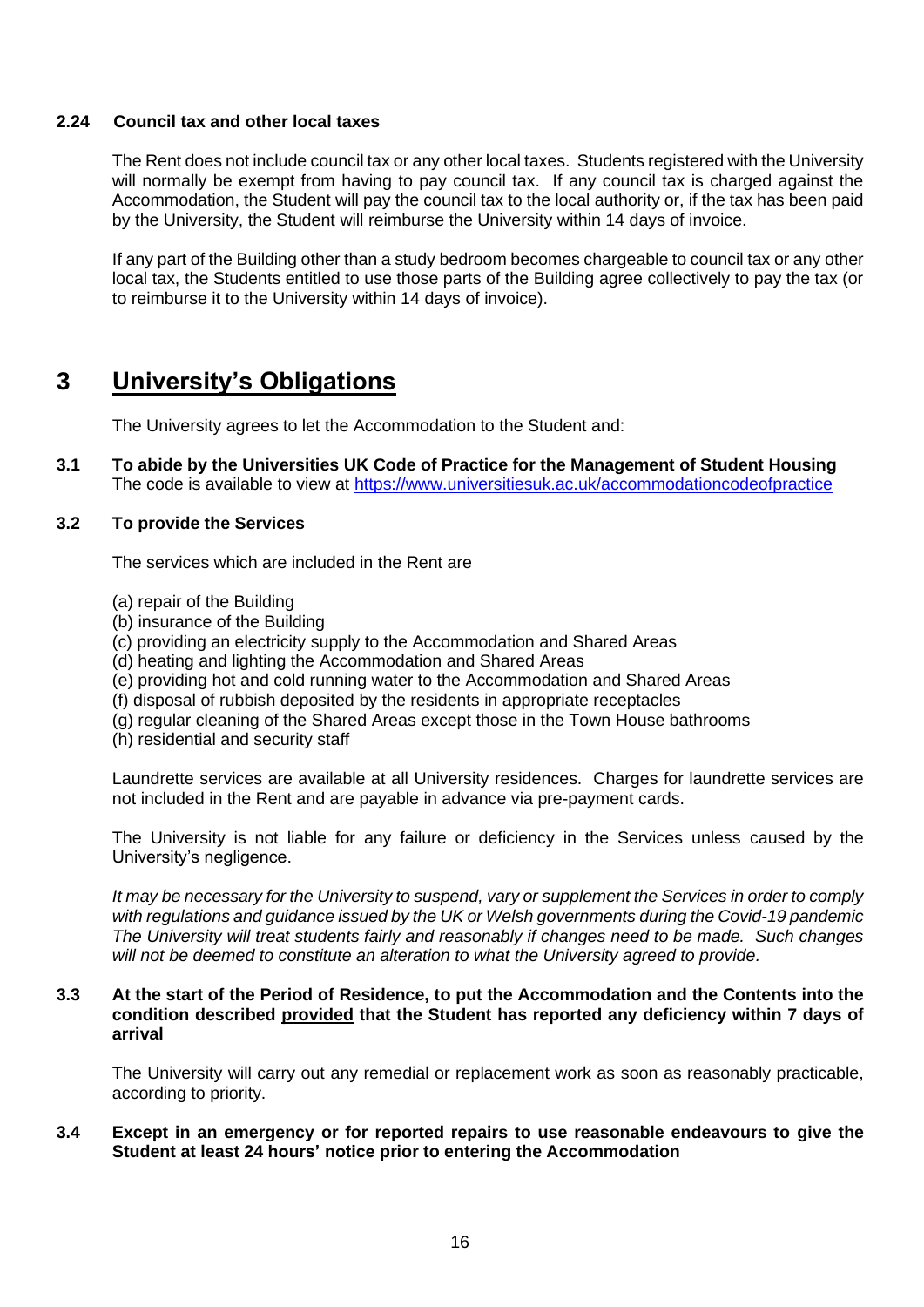### 2.24 Council tax and other local taxes

The Rent does not include council tax or any other local taxes. Students registered with the University will normally be exempt from having to pay council tax. If any council tax is charged against the Accommodation, the Student will pay the council tax to the local authority or, if the tax has been paid by the University, the Student will reimburse the University within 14 days of invoice.

If any part of the Building other than a study bedroom becomes chargeable to council tax or any other local tax, the Students entitled to use those parts of the Building agree collectively to pay the tax (or to reimburse it to the University within 14 days of invoice).

# 3 University's Obligations

The University agrees to let the Accommodation to the Student and:

**3.1 To abide by the Universities UK Code of Practice for the Management of Student Housing**
The code is available to view at https://www.universitiesuk.ac.uk/accommodationcodeofpractice

**3.2 To provide the Services**

The services which are included in the Rent are

(a) repair of the Building
(b) insurance of the Building
(c) providing an electricity supply to the Accommodation and Shared Areas
(d) heating and lighting the Accommodation and Shared Areas
(e) providing hot and cold running water to the Accommodation and Shared Areas
(f) disposal of rubbish deposited by the residents in appropriate receptacles
(g) regular cleaning of the Shared Areas except those in the Town House bathrooms
(h) residential and security staff

Laundrette services are available at all University residences. Charges for laundrette services are not included in the Rent and are payable in advance via pre-payment cards.

The University is not liable for any failure or deficiency in the Services unless caused by the University's negligence.

*It may be necessary for the University to suspend, vary or supplement the Services in order to comply with regulations and guidance issued by the UK or Welsh governments during the Covid-19 pandemic The University will treat students fairly and reasonably if changes need to be made. Such changes will not be deemed to constitute an alteration to what the University agreed to provide.*

**3.3 At the start of the Period of Residence, to put the Accommodation and the Contents into the condition described <u>provided</u> that the Student has reported any deficiency within 7 days of arrival**

The University will carry out any remedial or replacement work as soon as reasonably practicable, according to priority.

**3.4 Except in an emergency or for reported repairs to use reasonable endeavours to give the Student at least 24 hours' notice prior to entering the Accommodation**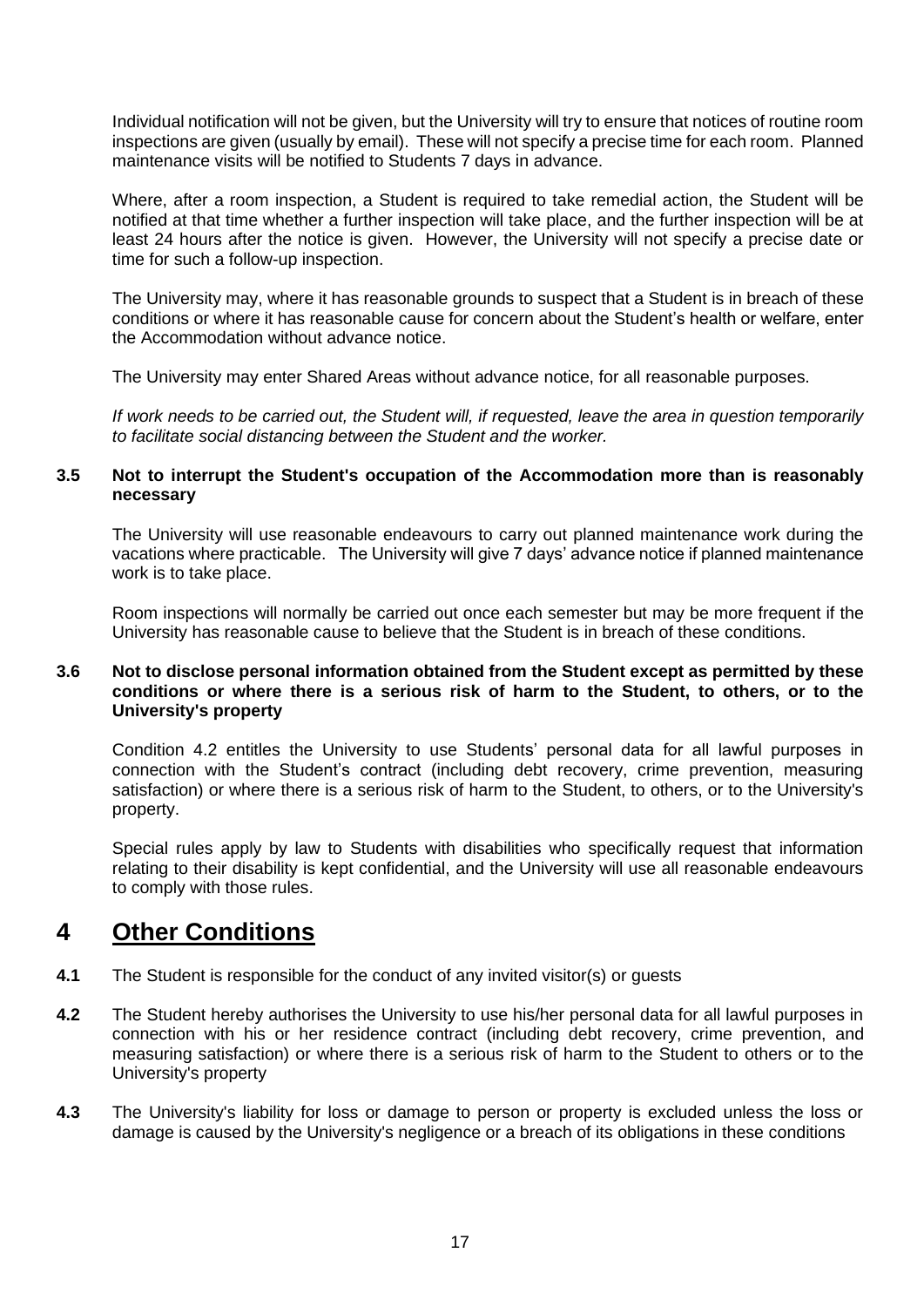Individual notification will not be given, but the University will try to ensure that notices of routine room inspections are given (usually by email). These will not specify a precise time for each room. Planned maintenance visits will be notified to Students 7 days in advance.

Where, after a room inspection, a Student is required to take remedial action, the Student will be notified at that time whether a further inspection will take place, and the further inspection will be at least 24 hours after the notice is given. However, the University will not specify a precise date or time for such a follow-up inspection.

The University may, where it has reasonable grounds to suspect that a Student is in breach of these conditions or where it has reasonable cause for concern about the Student's health or welfare, enter the Accommodation without advance notice.

The University may enter Shared Areas without advance notice, for all reasonable purposes.

*If work needs to be carried out, the Student will, if requested, leave the area in question temporarily to facilitate social distancing between the Student and the worker.*

**3.5 Not to interrupt the Student's occupation of the Accommodation more than is reasonably necessary**

The University will use reasonable endeavours to carry out planned maintenance work during the vacations where practicable. The University will give 7 days' advance notice if planned maintenance work is to take place.

Room inspections will normally be carried out once each semester but may be more frequent if the University has reasonable cause to believe that the Student is in breach of these conditions.

**3.6 Not to disclose personal information obtained from the Student except as permitted by these conditions or where there is a serious risk of harm to the Student, to others, or to the University's property**

Condition 4.2 entitles the University to use Students' personal data for all lawful purposes in connection with the Student's contract (including debt recovery, crime prevention, measuring satisfaction) or where there is a serious risk of harm to the Student, to others, or to the University's property.

Special rules apply by law to Students with disabilities who specifically request that information relating to their disability is kept confidential, and the University will use all reasonable endeavours to comply with those rules.

# 4 Other Conditions

**4.1** The Student is responsible for the conduct of any invited visitor(s) or guests

**4.2** The Student hereby authorises the University to use his/her personal data for all lawful purposes in connection with his or her residence contract (including debt recovery, crime prevention, and measuring satisfaction) or where there is a serious risk of harm to the Student to others or to the University's property

**4.3** The University's liability for loss or damage to person or property is excluded unless the loss or damage is caused by the University's negligence or a breach of its obligations in these conditions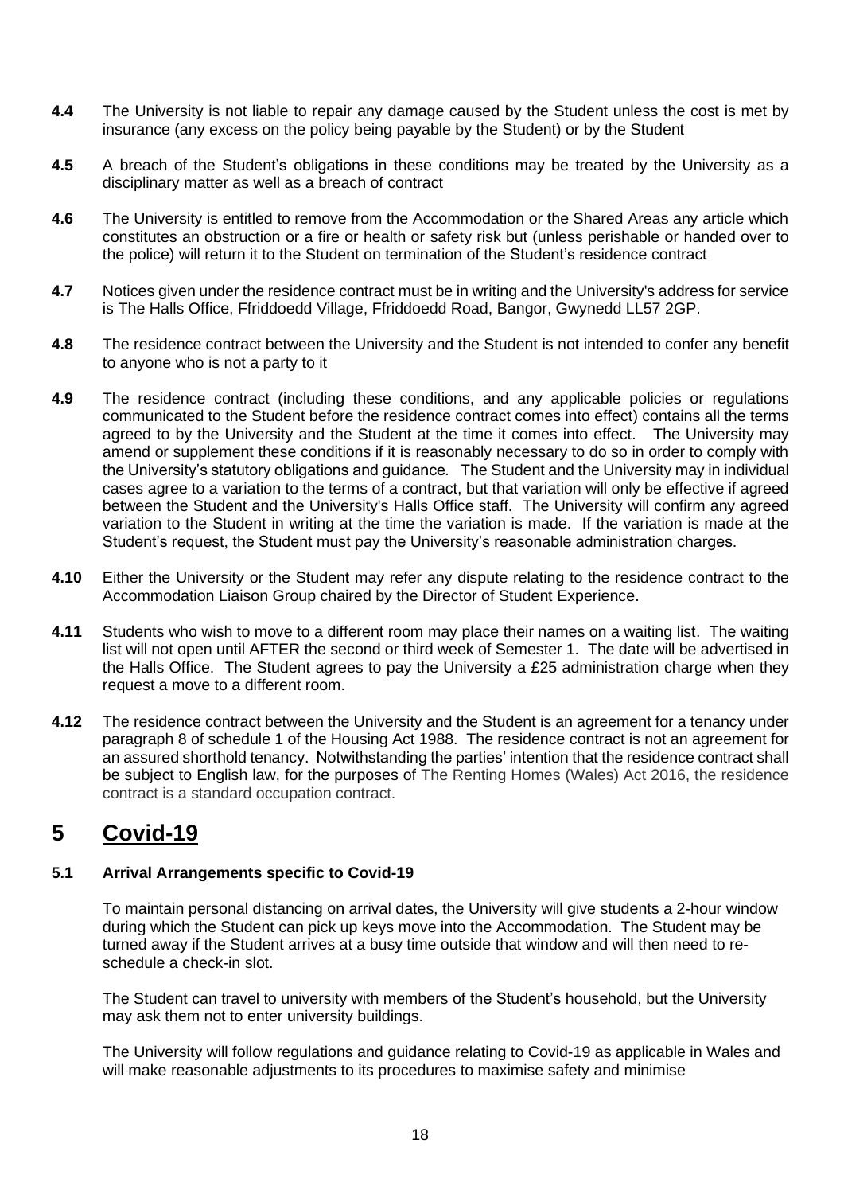**4.4** The University is not liable to repair any damage caused by the Student unless the cost is met by insurance (any excess on the policy being payable by the Student) or by the Student

**4.5** A breach of the Student's obligations in these conditions may be treated by the University as a disciplinary matter as well as a breach of contract

**4.6** The University is entitled to remove from the Accommodation or the Shared Areas any article which constitutes an obstruction or a fire or health or safety risk but (unless perishable or handed over to the police) will return it to the Student on termination of the Student's residence contract

**4.7** Notices given under the residence contract must be in writing and the University's address for service is The Halls Office, Ffriddoedd Village, Ffriddoedd Road, Bangor, Gwynedd LL57 2GP.

**4.8** The residence contract between the University and the Student is not intended to confer any benefit to anyone who is not a party to it

**4.9** The residence contract (including these conditions, and any applicable policies or regulations communicated to the Student before the residence contract comes into effect) contains all the terms agreed to by the University and the Student at the time it comes into effect. The University may amend or supplement these conditions if it is reasonably necessary to do so in order to comply with the University's statutory obligations and guidance. The Student and the University may in individual cases agree to a variation to the terms of a contract, but that variation will only be effective if agreed between the Student and the University's Halls Office staff. The University will confirm any agreed variation to the Student in writing at the time the variation is made. If the variation is made at the Student's request, the Student must pay the University's reasonable administration charges.

**4.10** Either the University or the Student may refer any dispute relating to the residence contract to the Accommodation Liaison Group chaired by the Director of Student Experience.

**4.11** Students who wish to move to a different room may place their names on a waiting list. The waiting list will not open until AFTER the second or third week of Semester 1. The date will be advertised in the Halls Office. The Student agrees to pay the University a £25 administration charge when they request a move to a different room.

**4.12** The residence contract between the University and the Student is an agreement for a tenancy under paragraph 8 of schedule 1 of the Housing Act 1988. The residence contract is not an agreement for an assured shorthold tenancy. Notwithstanding the parties' intention that the residence contract shall be subject to English law, for the purposes of The Renting Homes (Wales) Act 2016, the residence contract is a standard occupation contract.

# 5 Covid-19

### 5.1 Arrival Arrangements specific to Covid-19

To maintain personal distancing on arrival dates, the University will give students a 2-hour window during which the Student can pick up keys move into the Accommodation. The Student may be turned away if the Student arrives at a busy time outside that window and will then need to re-schedule a check-in slot.

The Student can travel to university with members of the Student's household, but the University may ask them not to enter university buildings.

The University will follow regulations and guidance relating to Covid-19 as applicable in Wales and will make reasonable adjustments to its procedures to maximise safety and minimise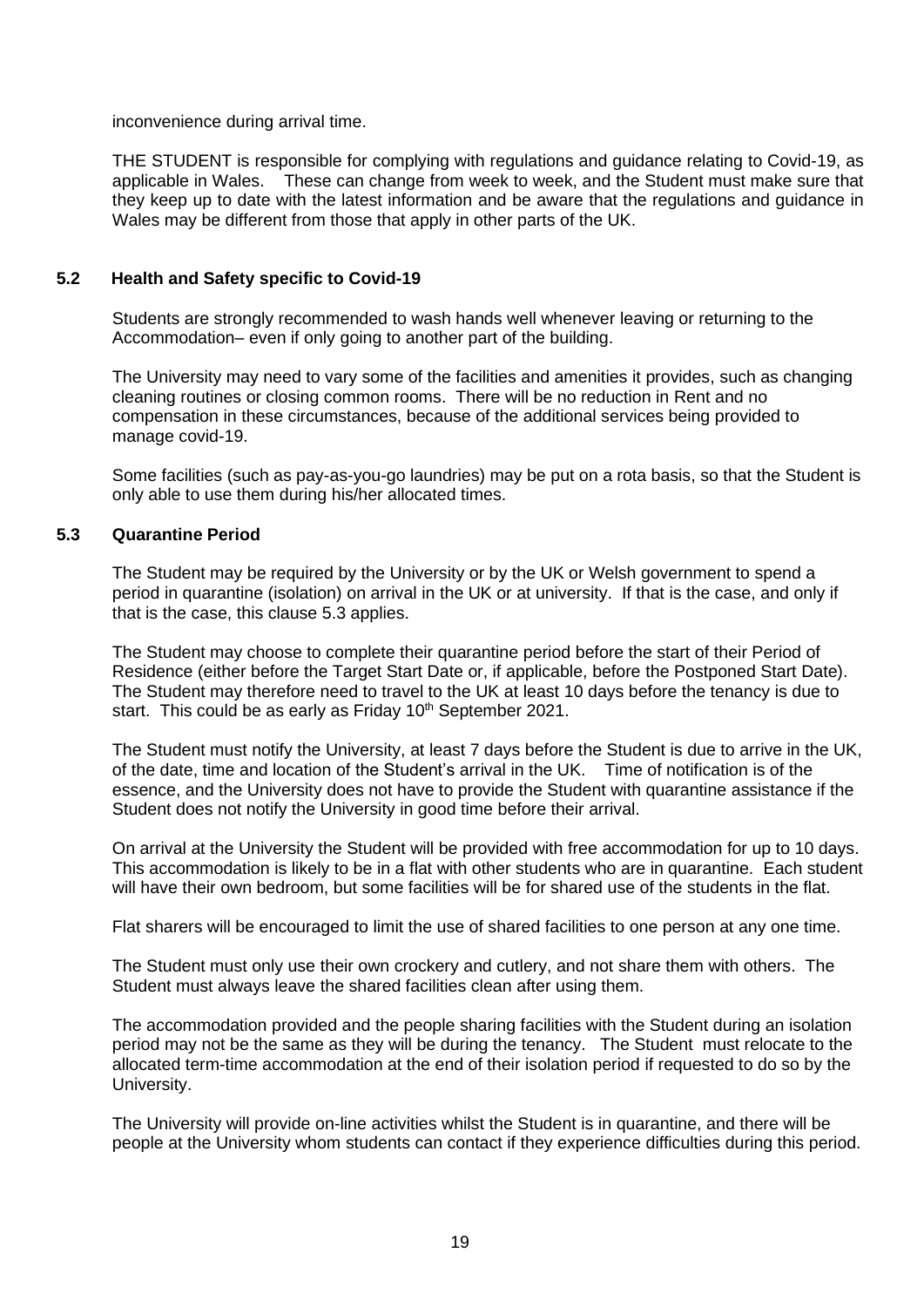inconvenience during arrival time.

THE STUDENT is responsible for complying with regulations and guidance relating to Covid-19, as applicable in Wales. These can change from week to week, and the Student must make sure that they keep up to date with the latest information and be aware that the regulations and guidance in Wales may be different from those that apply in other parts of the UK.

### 5.2 Health and Safety specific to Covid-19

Students are strongly recommended to wash hands well whenever leaving or returning to the Accommodation– even if only going to another part of the building.

The University may need to vary some of the facilities and amenities it provides, such as changing cleaning routines or closing common rooms. There will be no reduction in Rent and no compensation in these circumstances, because of the additional services being provided to manage covid-19.

Some facilities (such as pay-as-you-go laundries) may be put on a rota basis, so that the Student is only able to use them during his/her allocated times.

### 5.3 Quarantine Period

The Student may be required by the University or by the UK or Welsh government to spend a period in quarantine (isolation) on arrival in the UK or at university. If that is the case, and only if that is the case, this clause 5.3 applies.

The Student may choose to complete their quarantine period before the start of their Period of Residence (either before the Target Start Date or, if applicable, before the Postponed Start Date). The Student may therefore need to travel to the UK at least 10 days before the tenancy is due to start. This could be as early as Friday 10th September 2021.

The Student must notify the University, at least 7 days before the Student is due to arrive in the UK, of the date, time and location of the Student's arrival in the UK. Time of notification is of the essence, and the University does not have to provide the Student with quarantine assistance if the Student does not notify the University in good time before their arrival.

On arrival at the University the Student will be provided with free accommodation for up to 10 days. This accommodation is likely to be in a flat with other students who are in quarantine. Each student will have their own bedroom, but some facilities will be for shared use of the students in the flat.

Flat sharers will be encouraged to limit the use of shared facilities to one person at any one time.

The Student must only use their own crockery and cutlery, and not share them with others. The Student must always leave the shared facilities clean after using them.

The accommodation provided and the people sharing facilities with the Student during an isolation period may not be the same as they will be during the tenancy. The Student must relocate to the allocated term-time accommodation at the end of their isolation period if requested to do so by the University.

The University will provide on-line activities whilst the Student is in quarantine, and there will be people at the University whom students can contact if they experience difficulties during this period.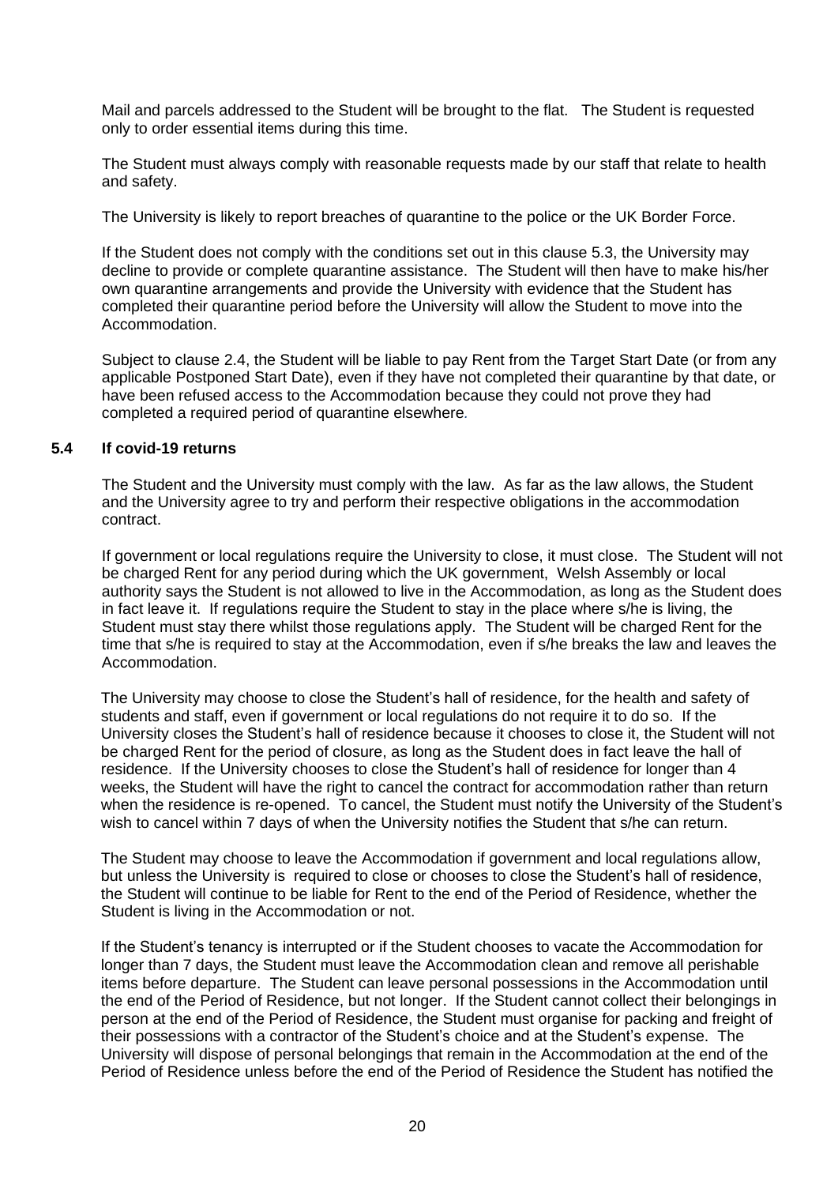Mail and parcels addressed to the Student will be brought to the flat. The Student is requested only to order essential items during this time.

The Student must always comply with reasonable requests made by our staff that relate to health and safety.

The University is likely to report breaches of quarantine to the police or the UK Border Force.

If the Student does not comply with the conditions set out in this clause 5.3, the University may decline to provide or complete quarantine assistance. The Student will then have to make his/her own quarantine arrangements and provide the University with evidence that the Student has completed their quarantine period before the University will allow the Student to move into the Accommodation.

Subject to clause 2.4, the Student will be liable to pay Rent from the Target Start Date (or from any applicable Postponed Start Date), even if they have not completed their quarantine by that date, or have been refused access to the Accommodation because they could not prove they had completed a required period of quarantine elsewhere.

### 5.4 If covid-19 returns

The Student and the University must comply with the law. As far as the law allows, the Student and the University agree to try and perform their respective obligations in the accommodation contract.

If government or local regulations require the University to close, it must close. The Student will not be charged Rent for any period during which the UK government, Welsh Assembly or local authority says the Student is not allowed to live in the Accommodation, as long as the Student does in fact leave it. If regulations require the Student to stay in the place where s/he is living, the Student must stay there whilst those regulations apply. The Student will be charged Rent for the time that s/he is required to stay at the Accommodation, even if s/he breaks the law and leaves the Accommodation.

The University may choose to close the Student's hall of residence, for the health and safety of students and staff, even if government or local regulations do not require it to do so. If the University closes the Student's hall of residence because it chooses to close it, the Student will not be charged Rent for the period of closure, as long as the Student does in fact leave the hall of residence. If the University chooses to close the Student's hall of residence for longer than 4 weeks, the Student will have the right to cancel the contract for accommodation rather than return when the residence is re-opened. To cancel, the Student must notify the University of the Student's wish to cancel within 7 days of when the University notifies the Student that s/he can return.

The Student may choose to leave the Accommodation if government and local regulations allow, but unless the University is required to close or chooses to close the Student's hall of residence, the Student will continue to be liable for Rent to the end of the Period of Residence, whether the Student is living in the Accommodation or not.

If the Student's tenancy is interrupted or if the Student chooses to vacate the Accommodation for longer than 7 days, the Student must leave the Accommodation clean and remove all perishable items before departure. The Student can leave personal possessions in the Accommodation until the end of the Period of Residence, but not longer. If the Student cannot collect their belongings in person at the end of the Period of Residence, the Student must organise for packing and freight of their possessions with a contractor of the Student's choice and at the Student's expense. The University will dispose of personal belongings that remain in the Accommodation at the end of the Period of Residence unless before the end of the Period of Residence the Student has notified the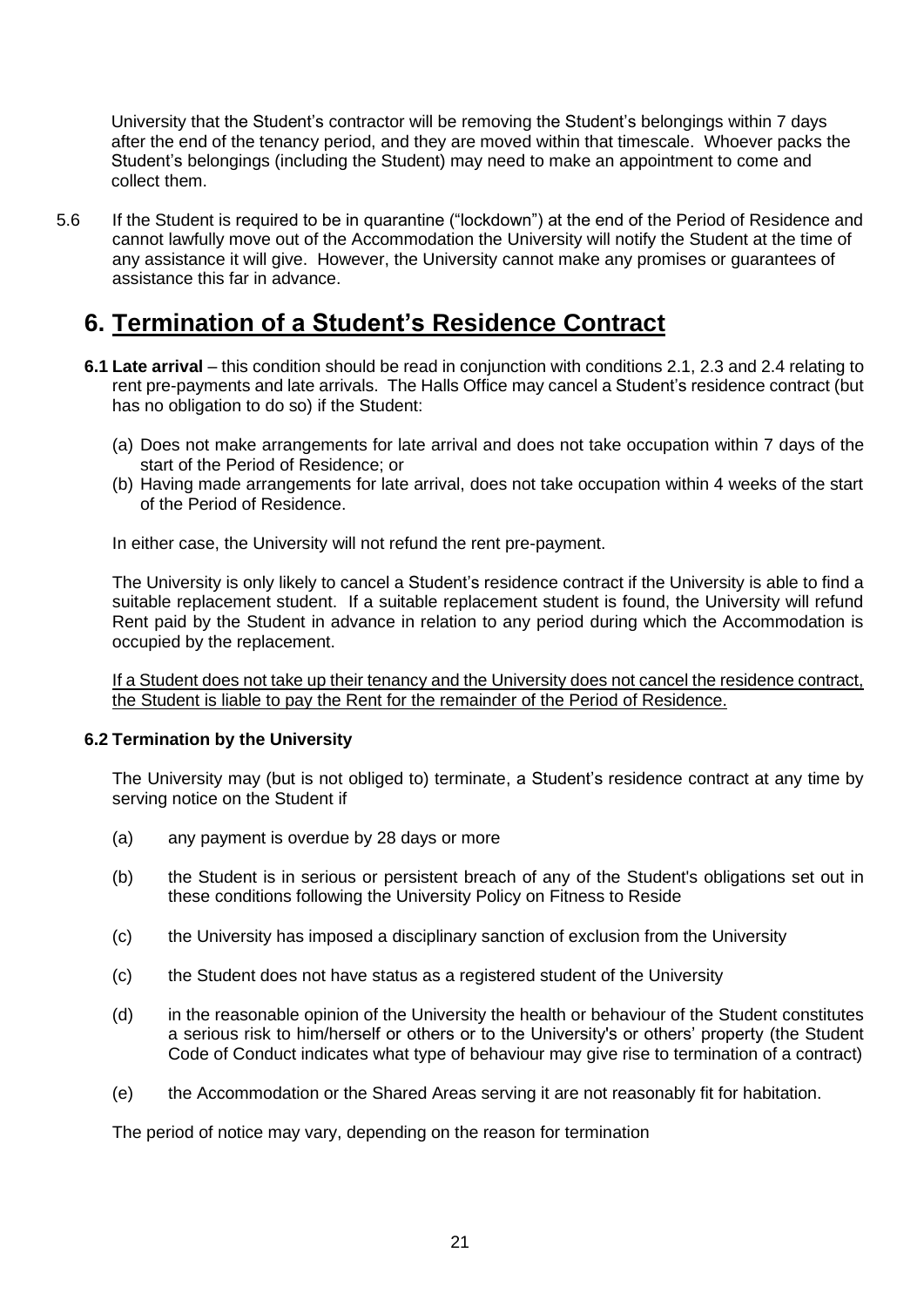University that the Student's contractor will be removing the Student's belongings within 7 days after the end of the tenancy period, and they are moved within that timescale. Whoever packs the Student's belongings (including the Student) may need to make an appointment to come and collect them.

5.6 If the Student is required to be in quarantine ("lockdown") at the end of the Period of Residence and cannot lawfully move out of the Accommodation the University will notify the Student at the time of any assistance it will give. However, the University cannot make any promises or guarantees of assistance this far in advance.

# 6. Termination of a Student's Residence Contract

**6.1 Late arrival** – this condition should be read in conjunction with conditions 2.1, 2.3 and 2.4 relating to rent pre-payments and late arrivals. The Halls Office may cancel a Student's residence contract (but has no obligation to do so) if the Student:

(a) Does not make arrangements for late arrival and does not take occupation within 7 days of the start of the Period of Residence; or
(b) Having made arrangements for late arrival, does not take occupation within 4 weeks of the start of the Period of Residence.

In either case, the University will not refund the rent pre-payment.

The University is only likely to cancel a Student's residence contract if the University is able to find a suitable replacement student. If a suitable replacement student is found, the University will refund Rent paid by the Student in advance in relation to any period during which the Accommodation is occupied by the replacement.

<u>If a Student does not take up their tenancy and the University does not cancel the residence contract, the Student is liable to pay the Rent for the remainder of the Period of Residence.</u>

**6.2 Termination by the University**

The University may (but is not obliged to) terminate, a Student's residence contract at any time by serving notice on the Student if

(a) any payment is overdue by 28 days or more

(b) the Student is in serious or persistent breach of any of the Student's obligations set out in these conditions following the University Policy on Fitness to Reside

(c) the University has imposed a disciplinary sanction of exclusion from the University

(c) the Student does not have status as a registered student of the University

(d) in the reasonable opinion of the University the health or behaviour of the Student constitutes a serious risk to him/herself or others or to the University's or others' property (the Student Code of Conduct indicates what type of behaviour may give rise to termination of a contract)

(e) the Accommodation or the Shared Areas serving it are not reasonably fit for habitation.

The period of notice may vary, depending on the reason for termination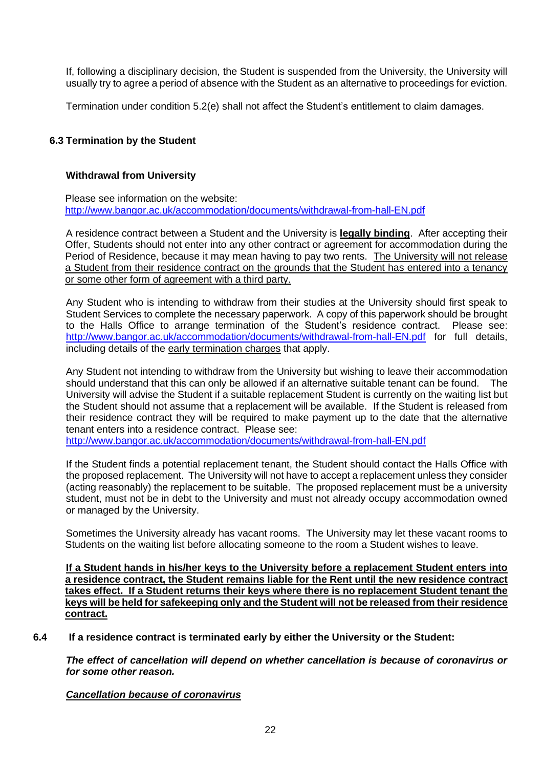If, following a disciplinary decision, the Student is suspended from the University, the University will usually try to agree a period of absence with the Student as an alternative to proceedings for eviction.

Termination under condition 5.2(e) shall not affect the Student's entitlement to claim damages.

### 6.3 Termination by the Student

**Withdrawal from University**

Please see information on the website:
http://www.bangor.ac.uk/accommodation/documents/withdrawal-from-hall-EN.pdf

A residence contract between a Student and the University is **legally binding**. After accepting their Offer, Students should not enter into any other contract or agreement for accommodation during the Period of Residence, because it may mean having to pay two rents. The University will not release a Student from their residence contract on the grounds that the Student has entered into a tenancy or some other form of agreement with a third party.

Any Student who is intending to withdraw from their studies at the University should first speak to Student Services to complete the necessary paperwork. A copy of this paperwork should be brought to the Halls Office to arrange termination of the Student's residence contract. Please see: http://www.bangor.ac.uk/accommodation/documents/withdrawal-from-hall-EN.pdf for full details, including details of the early termination charges that apply.

Any Student not intending to withdraw from the University but wishing to leave their accommodation should understand that this can only be allowed if an alternative suitable tenant can be found. The University will advise the Student if a suitable replacement Student is currently on the waiting list but the Student should not assume that a replacement will be available. If the Student is released from their residence contract they will be required to make payment up to the date that the alternative tenant enters into a residence contract. Please see:
http://www.bangor.ac.uk/accommodation/documents/withdrawal-from-hall-EN.pdf

If the Student finds a potential replacement tenant, the Student should contact the Halls Office with the proposed replacement. The University will not have to accept a replacement unless they consider (acting reasonably) the replacement to be suitable. The proposed replacement must be a university student, must not be in debt to the University and must not already occupy accommodation owned or managed by the University.

Sometimes the University already has vacant rooms. The University may let these vacant rooms to Students on the waiting list before allocating someone to the room a Student wishes to leave.

**If a Student hands in his/her keys to the University before a replacement Student enters into a residence contract, the Student remains liable for the Rent until the new residence contract takes effect. If a Student returns their keys where there is no replacement Student tenant the keys will be held for safekeeping only and the Student will not be released from their residence contract.**

### 6.4 If a residence contract is terminated early by either the University or the Student:

***The effect of cancellation will depend on whether cancellation is because of coronavirus or for some other reason.***

***Cancellation because of coronavirus***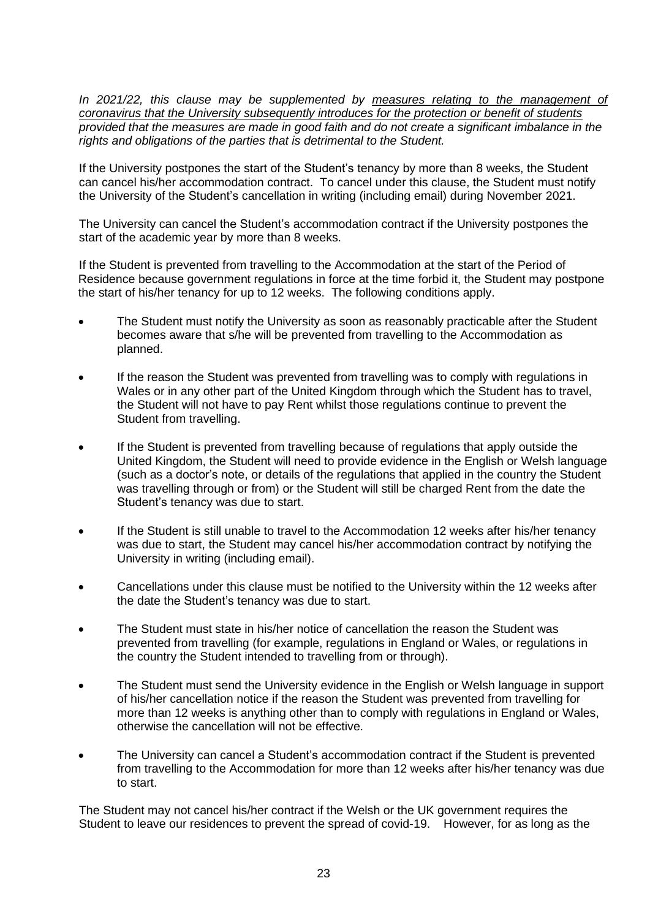*In 2021/22, this clause may be supplemented by <u>measures relating to the management of coronavirus that the University subsequently introduces for the protection or benefit of students</u> provided that the measures are made in good faith and do not create a significant imbalance in the rights and obligations of the parties that is detrimental to the Student.*

If the University postpones the start of the Student's tenancy by more than 8 weeks, the Student can cancel his/her accommodation contract. To cancel under this clause, the Student must notify the University of the Student's cancellation in writing (including email) during November 2021.

The University can cancel the Student's accommodation contract if the University postpones the start of the academic year by more than 8 weeks.

If the Student is prevented from travelling to the Accommodation at the start of the Period of Residence because government regulations in force at the time forbid it, the Student may postpone the start of his/her tenancy for up to 12 weeks. The following conditions apply.

- The Student must notify the University as soon as reasonably practicable after the Student becomes aware that s/he will be prevented from travelling to the Accommodation as planned.
- If the reason the Student was prevented from travelling was to comply with regulations in Wales or in any other part of the United Kingdom through which the Student has to travel, the Student will not have to pay Rent whilst those regulations continue to prevent the Student from travelling.
- If the Student is prevented from travelling because of regulations that apply outside the United Kingdom, the Student will need to provide evidence in the English or Welsh language (such as a doctor's note, or details of the regulations that applied in the country the Student was travelling through or from) or the Student will still be charged Rent from the date the Student's tenancy was due to start.
- If the Student is still unable to travel to the Accommodation 12 weeks after his/her tenancy was due to start, the Student may cancel his/her accommodation contract by notifying the University in writing (including email).
- Cancellations under this clause must be notified to the University within the 12 weeks after the date the Student's tenancy was due to start.
- The Student must state in his/her notice of cancellation the reason the Student was prevented from travelling (for example, regulations in England or Wales, or regulations in the country the Student intended to travelling from or through).
- The Student must send the University evidence in the English or Welsh language in support of his/her cancellation notice if the reason the Student was prevented from travelling for more than 12 weeks is anything other than to comply with regulations in England or Wales, otherwise the cancellation will not be effective.
- The University can cancel a Student's accommodation contract if the Student is prevented from travelling to the Accommodation for more than 12 weeks after his/her tenancy was due to start.

The Student may not cancel his/her contract if the Welsh or the UK government requires the Student to leave our residences to prevent the spread of covid-19. However, for as long as the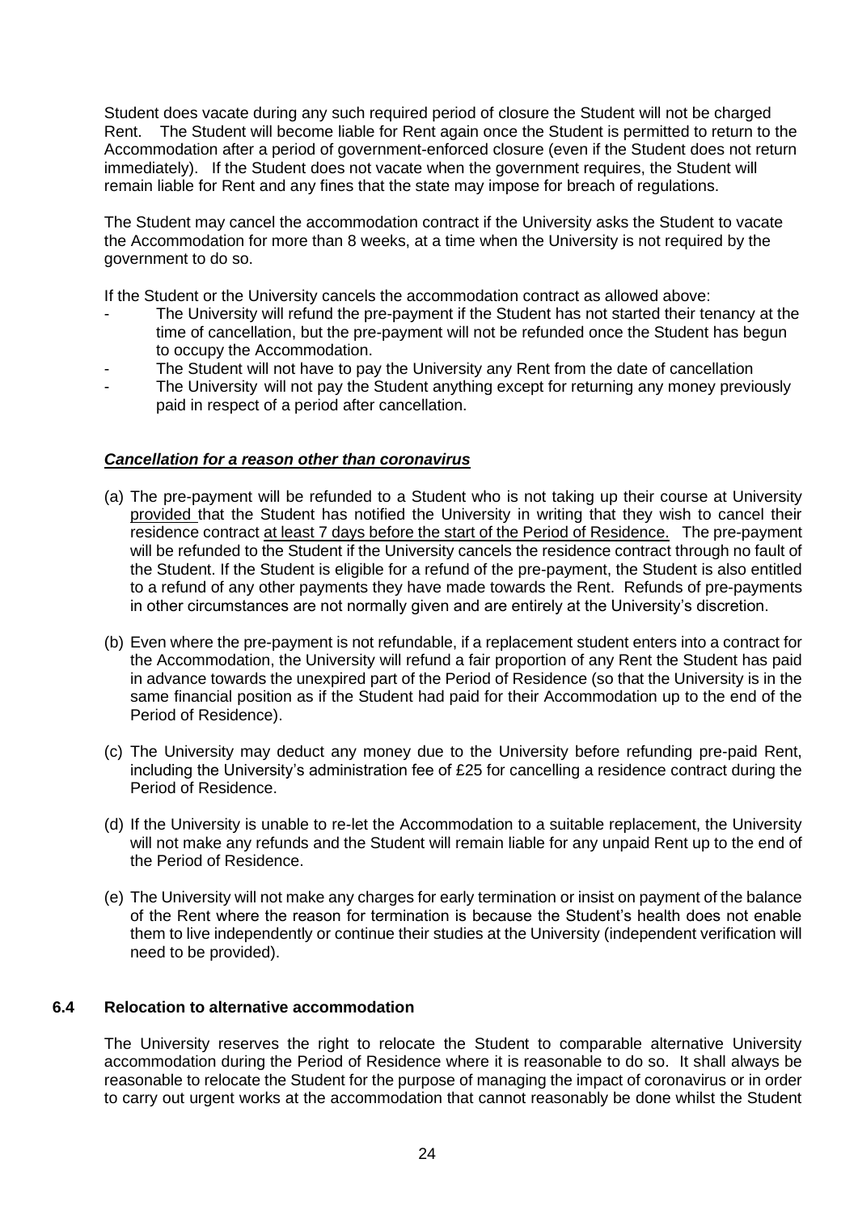Student does vacate during any such required period of closure the Student will not be charged Rent. The Student will become liable for Rent again once the Student is permitted to return to the Accommodation after a period of government-enforced closure (even if the Student does not return immediately). If the Student does not vacate when the government requires, the Student will remain liable for Rent and any fines that the state may impose for breach of regulations.

The Student may cancel the accommodation contract if the University asks the Student to vacate the Accommodation for more than 8 weeks, at a time when the University is not required by the government to do so.

If the Student or the University cancels the accommodation contract as allowed above:

- The University will refund the pre-payment if the Student has not started their tenancy at the time of cancellation, but the pre-payment will not be refunded once the Student has begun to occupy the Accommodation.
- The Student will not have to pay the University any Rent from the date of cancellation
- The University will not pay the Student anything except for returning any money previously paid in respect of a period after cancellation.

***Cancellation for a reason other than coronavirus***

(a) The pre-payment will be refunded to a Student who is not taking up their course at University provided that the Student has notified the University in writing that they wish to cancel their residence contract at least 7 days before the start of the Period of Residence. The pre-payment will be refunded to the Student if the University cancels the residence contract through no fault of the Student. If the Student is eligible for a refund of the pre-payment, the Student is also entitled to a refund of any other payments they have made towards the Rent. Refunds of pre-payments in other circumstances are not normally given and are entirely at the University's discretion.

(b) Even where the pre-payment is not refundable, if a replacement student enters into a contract for the Accommodation, the University will refund a fair proportion of any Rent the Student has paid in advance towards the unexpired part of the Period of Residence (so that the University is in the same financial position as if the Student had paid for their Accommodation up to the end of the Period of Residence).

(c) The University may deduct any money due to the University before refunding pre-paid Rent, including the University's administration fee of £25 for cancelling a residence contract during the Period of Residence.

(d) If the University is unable to re-let the Accommodation to a suitable replacement, the University will not make any refunds and the Student will remain liable for any unpaid Rent up to the end of the Period of Residence.

(e) The University will not make any charges for early termination or insist on payment of the balance of the Rent where the reason for termination is because the Student's health does not enable them to live independently or continue their studies at the University (independent verification will need to be provided).

### 6.4 Relocation to alternative accommodation

The University reserves the right to relocate the Student to comparable alternative University accommodation during the Period of Residence where it is reasonable to do so. It shall always be reasonable to relocate the Student for the purpose of managing the impact of coronavirus or in order to carry out urgent works at the accommodation that cannot reasonably be done whilst the Student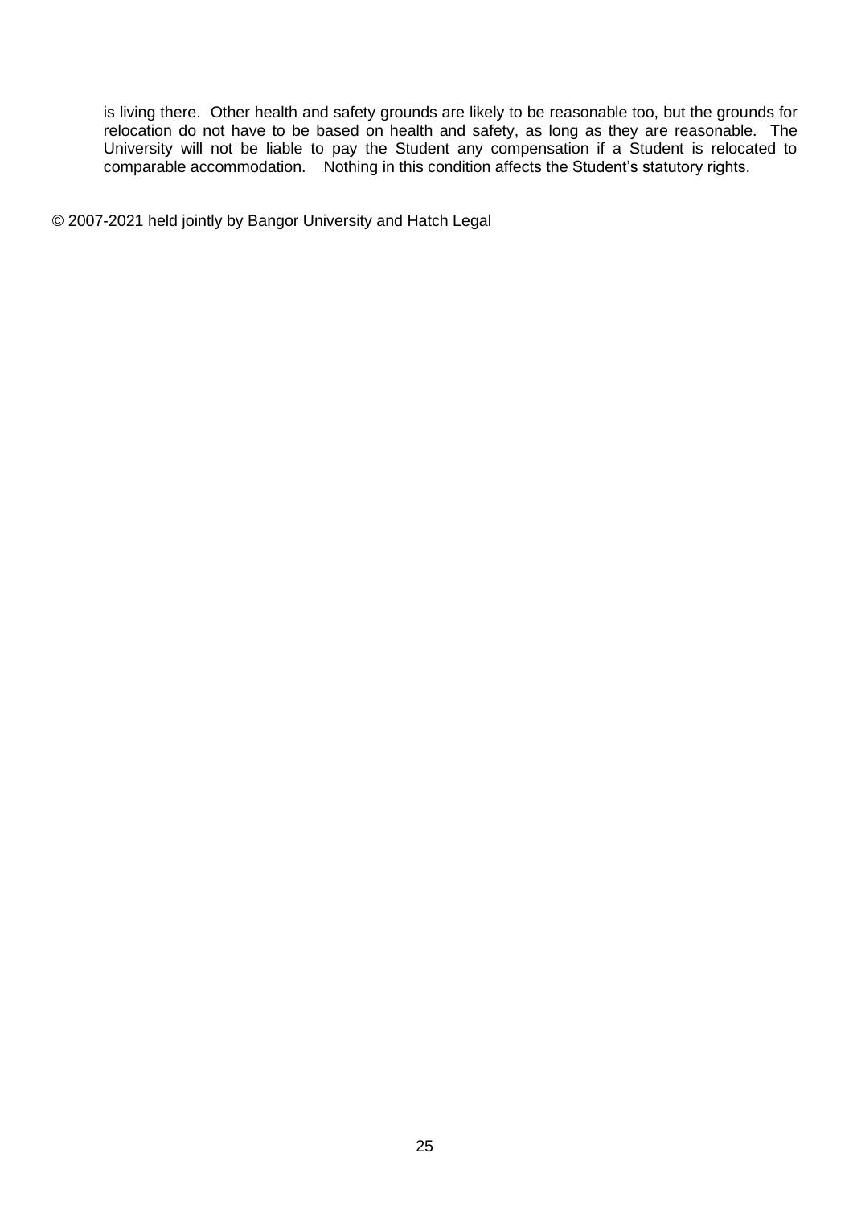is living there. Other health and safety grounds are likely to be reasonable too, but the grounds for relocation do not have to be based on health and safety, as long as they are reasonable. The University will not be liable to pay the Student any compensation if a Student is relocated to comparable accommodation. Nothing in this condition affects the Student's statutory rights.

© 2007-2021 held jointly by Bangor University and Hatch Legal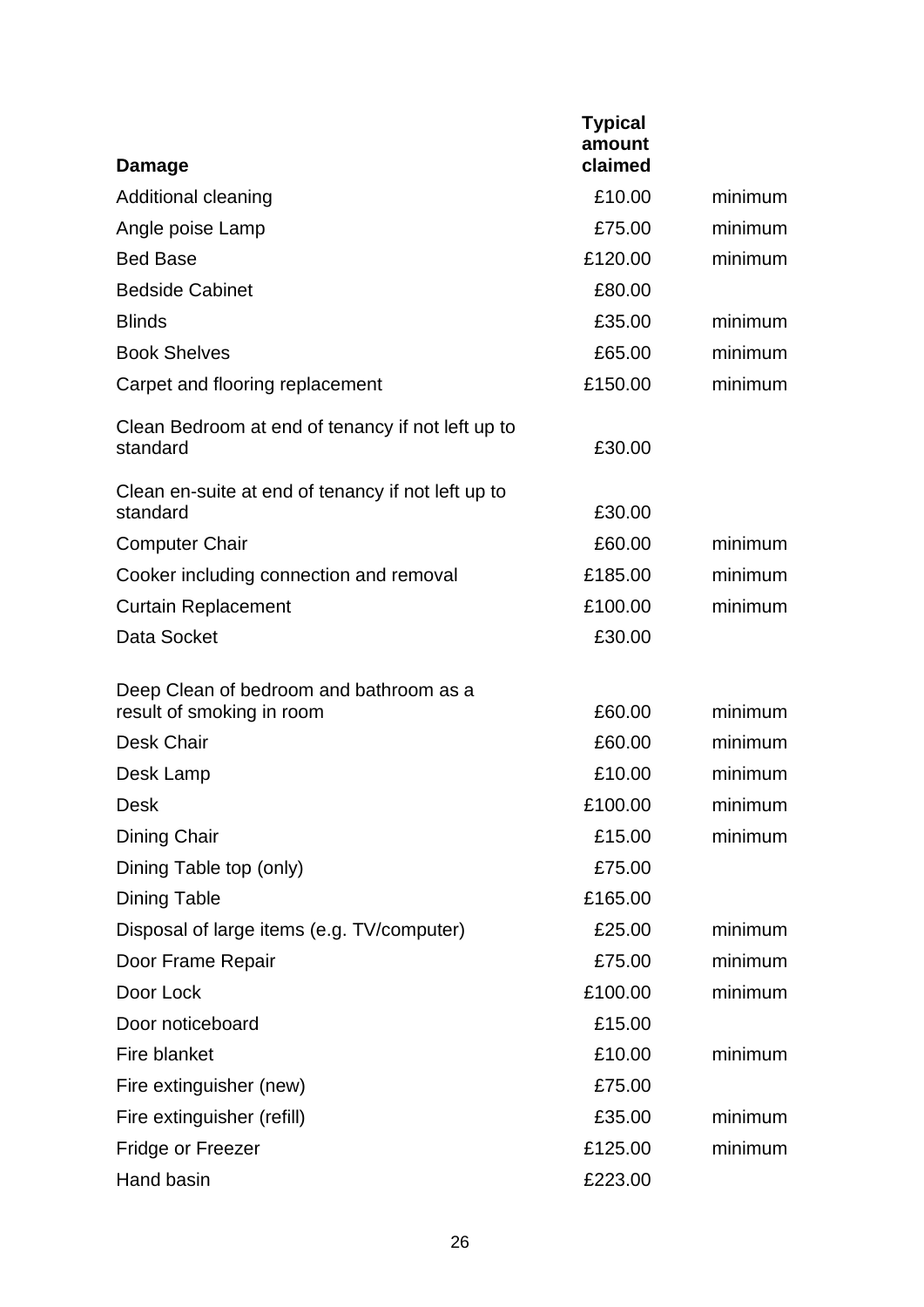| Damage | Typical amount claimed | |
|---|---|---|
| Additional cleaning | £10.00 | minimum |
| Angle poise Lamp | £75.00 | minimum |
| Bed Base | £120.00 | minimum |
| Bedside Cabinet | £80.00 | |
| Blinds | £35.00 | minimum |
| Book Shelves | £65.00 | minimum |
| Carpet and flooring replacement | £150.00 | minimum |
| Clean Bedroom at end of tenancy if not left up to standard | £30.00 | |
| Clean en-suite at end of tenancy if not left up to standard | £30.00 | |
| Computer Chair | £60.00 | minimum |
| Cooker including connection and removal | £185.00 | minimum |
| Curtain Replacement | £100.00 | minimum |
| Data Socket | £30.00 | |
| Deep Clean of bedroom and bathroom as a result of smoking in room | £60.00 | minimum |
| Desk Chair | £60.00 | minimum |
| Desk Lamp | £10.00 | minimum |
| Desk | £100.00 | minimum |
| Dining Chair | £15.00 | minimum |
| Dining Table top (only) | £75.00 | |
| Dining Table | £165.00 | |
| Disposal of large items (e.g. TV/computer) | £25.00 | minimum |
| Door Frame Repair | £75.00 | minimum |
| Door Lock | £100.00 | minimum |
| Door noticeboard | £15.00 | |
| Fire blanket | £10.00 | minimum |
| Fire extinguisher (new) | £75.00 | |
| Fire extinguisher (refill) | £35.00 | minimum |
| Fridge or Freezer | £125.00 | minimum |
| Hand basin | £223.00 | |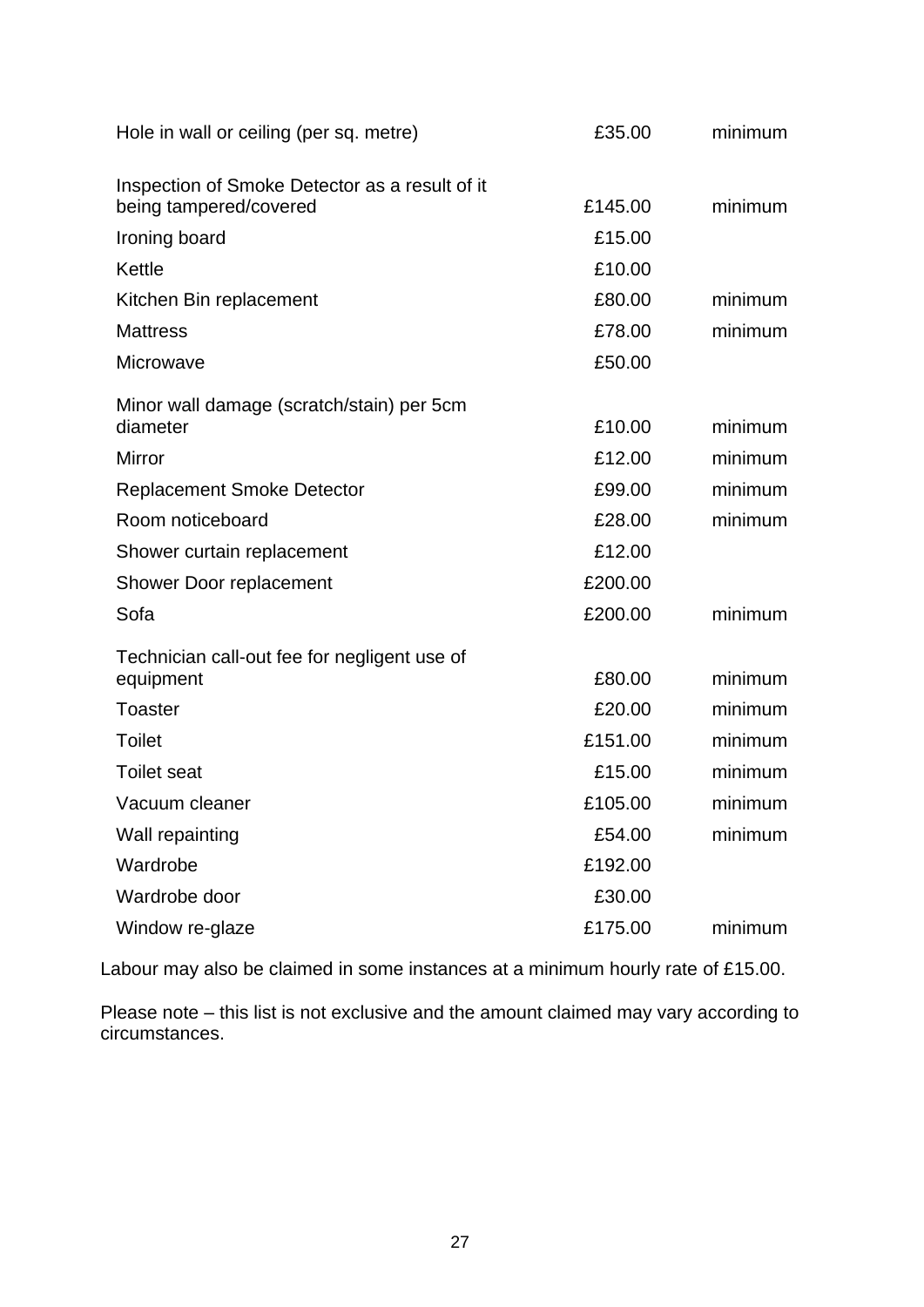| | | |
|---|---|---|
| Hole in wall or ceiling (per sq. metre) | £35.00 | minimum |
| Inspection of Smoke Detector as a result of it being tampered/covered | £145.00 | minimum |
| Ironing board | £15.00 | |
| Kettle | £10.00 | |
| Kitchen Bin replacement | £80.00 | minimum |
| Mattress | £78.00 | minimum |
| Microwave | £50.00 | |
| Minor wall damage (scratch/stain) per 5cm diameter | £10.00 | minimum |
| Mirror | £12.00 | minimum |
| Replacement Smoke Detector | £99.00 | minimum |
| Room noticeboard | £28.00 | minimum |
| Shower curtain replacement | £12.00 | |
| Shower Door replacement | £200.00 | |
| Sofa | £200.00 | minimum |
| Technician call-out fee for negligent use of equipment | £80.00 | minimum |
| Toaster | £20.00 | minimum |
| Toilet | £151.00 | minimum |
| Toilet seat | £15.00 | minimum |
| Vacuum cleaner | £105.00 | minimum |
| Wall repainting | £54.00 | minimum |
| Wardrobe | £192.00 | |
| Wardrobe door | £30.00 | |
| Window re-glaze | £175.00 | minimum |

Labour may also be claimed in some instances at a minimum hourly rate of £15.00.

Please note – this list is not exclusive and the amount claimed may vary according to circumstances.